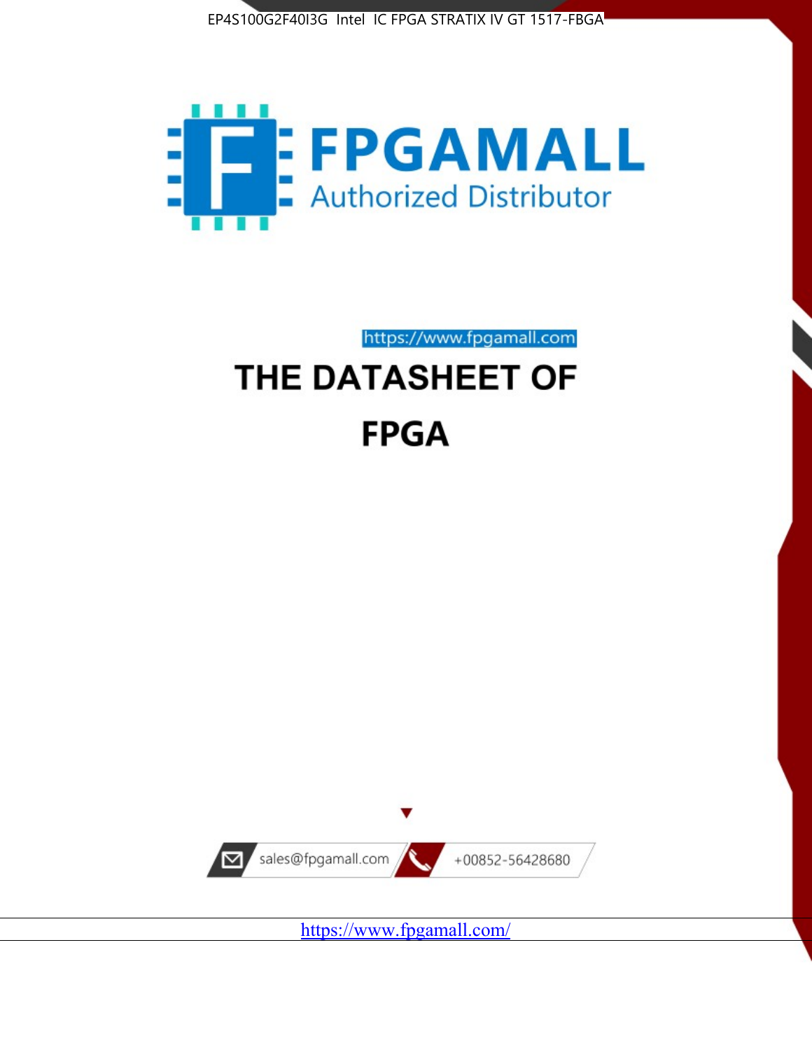EP4S100G2F40I3G Intel IC FPGA STRATIX IV GT 1517-FBGA

FPGAMALL

Authorized Distributor

https://www.fpgamall.com

# THE DATASHEET OF

# FPGA

sales@fpgamall.com

+00852-56428680

https://www.fpgamall.com/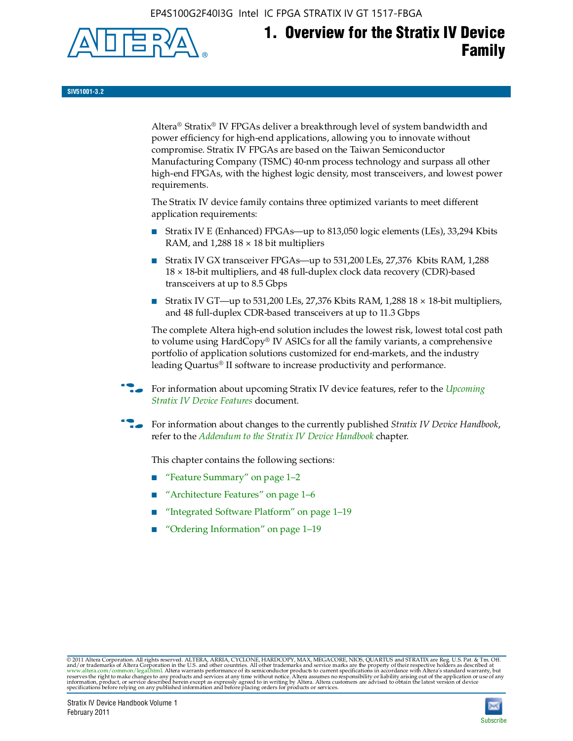# 1. Overview for the Stratix IV Device Family

**SIV51001-3.2**

Altera® Stratix® IV FPGAs deliver a breakthrough level of system bandwidth and power efficiency for high-end applications, allowing you to innovate without compromise. Stratix IV FPGAs are based on the Taiwan Semiconductor Manufacturing Company (TSMC) 40-nm process technology and surpass all other high-end FPGAs, with the highest logic density, most transceivers, and lowest power requirements.

The Stratix IV device family contains three optimized variants to meet different application requirements:

- Stratix IV E (Enhanced) FPGAs—up to 813,050 logic elements (LEs), 33,294 Kbits RAM, and 1,288 18 × 18 bit multipliers
- Stratix IV GX transceiver FPGAs—up to 531,200 LEs, 27,376 Kbits RAM, 1,288 18 × 18-bit multipliers, and 48 full-duplex clock data recovery (CDR)-based transceivers at up to 8.5 Gbps
- Stratix IV GT—up to 531,200 LEs, 27,376 Kbits RAM, 1,288 18 × 18-bit multipliers, and 48 full-duplex CDR-based transceivers at up to 11.3 Gbps

The complete Altera high-end solution includes the lowest risk, lowest total cost path to volume using HardCopy® IV ASICs for all the family variants, a comprehensive portfolio of application solutions customized for end-markets, and the industry leading Quartus® II software to increase productivity and performance.

For information about upcoming Stratix IV device features, refer to the *Upcoming Stratix IV Device Features* document.

For information about changes to the currently published *Stratix IV Device Handbook*, refer to the *Addendum to the Stratix IV Device Handbook* chapter.

This chapter contains the following sections:

- "Feature Summary" on page 1–2
- "Architecture Features" on page 1–6
- "Integrated Software Platform" on page 1–19
- "Ordering Information" on page 1–19

© 2011 Altera Corporation. All rights reserved. ALTERA, ARRIA, CYCLONE, HARDCOPY, MAX, MEGACORE, NIOS, QUARTUS and STRATIX are Reg. U.S. Pat. & Tm. Off. and/or trademarks of Altera Corporation in the U.S. and other countries. All other trademarks and service marks are the property of their respective holders as described at www.altera.com/common/legal.html. Altera warrants performance of its semiconductor products to current specifications in accordance with Altera's standard warranty, but reserves the right to make changes to any products and services at any time without notice. Altera assumes no responsibility or liability arising out of the application or use of any information, product, or service described herein except as expressly agreed to in writing by Altera. Altera customers are advised to obtain the latest version of device specifications before relying on any published information and before placing orders for products or services.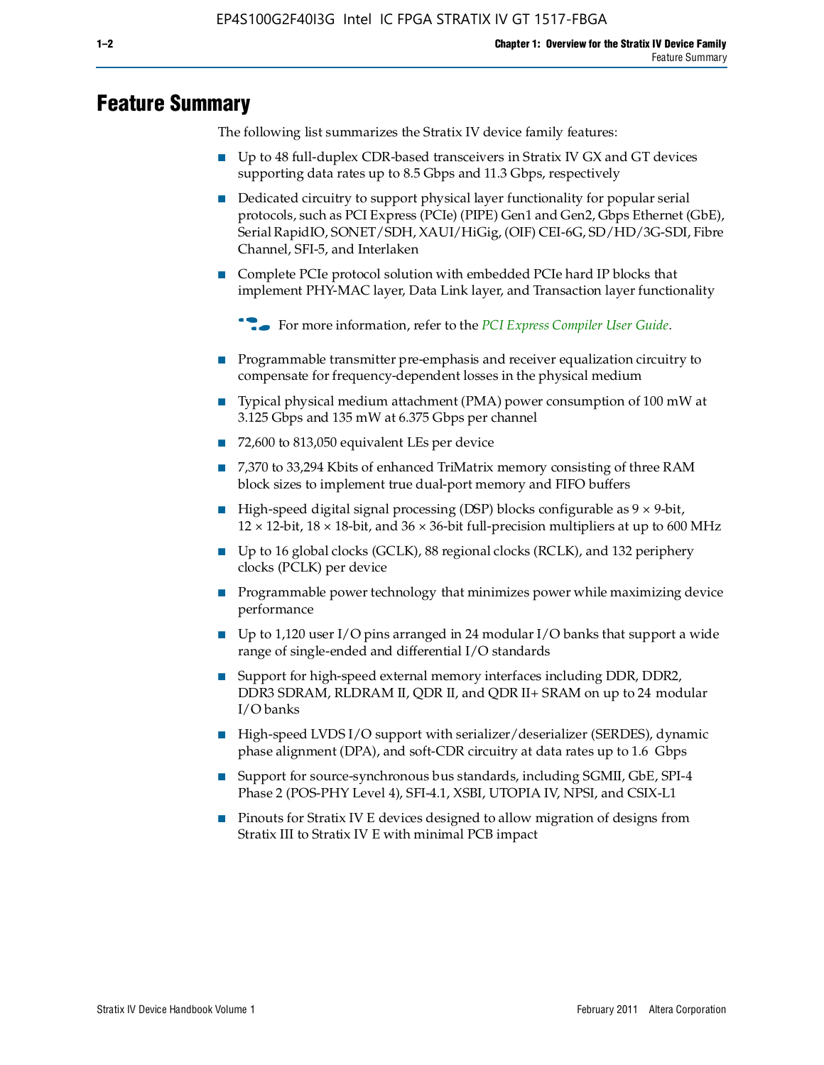# Feature Summary

The following list summarizes the Stratix IV device family features:

- Up to 48 full-duplex CDR-based transceivers in Stratix IV GX and GT devices supporting data rates up to 8.5 Gbps and 11.3 Gbps, respectively
- Dedicated circuitry to support physical layer functionality for popular serial protocols, such as PCI Express (PCIe) (PIPE) Gen1 and Gen2, Gbps Ethernet (GbE), Serial RapidIO, SONET/SDH, XAUI/HiGig, (OIF) CEI-6G, SD/HD/3G-SDI, Fibre Channel, SFI-5, and Interlaken
- Complete PCIe protocol solution with embedded PCIe hard IP blocks that implement PHY-MAC layer, Data Link layer, and Transaction layer functionality

  For more information, refer to the *PCI Express Compiler User Guide*.

- Programmable transmitter pre-emphasis and receiver equalization circuitry to compensate for frequency-dependent losses in the physical medium
- Typical physical medium attachment (PMA) power consumption of 100 mW at 3.125 Gbps and 135 mW at 6.375 Gbps per channel
- 72,600 to 813,050 equivalent LEs per device
- 7,370 to 33,294 Kbits of enhanced TriMatrix memory consisting of three RAM block sizes to implement true dual-port memory and FIFO buffers
- High-speed digital signal processing (DSP) blocks configurable as 9 × 9-bit, 12 × 12-bit, 18 × 18-bit, and 36 × 36-bit full-precision multipliers at up to 600 MHz
- Up to 16 global clocks (GCLK), 88 regional clocks (RCLK), and 132 periphery clocks (PCLK) per device
- Programmable power technology that minimizes power while maximizing device performance
- Up to 1,120 user I/O pins arranged in 24 modular I/O banks that support a wide range of single-ended and differential I/O standards
- Support for high-speed external memory interfaces including DDR, DDR2, DDR3 SDRAM, RLDRAM II, QDR II, and QDR II+ SRAM on up to 24 modular I/O banks
- High-speed LVDS I/O support with serializer/deserializer (SERDES), dynamic phase alignment (DPA), and soft-CDR circuitry at data rates up to 1.6 Gbps
- Support for source-synchronous bus standards, including SGMII, GbE, SPI-4 Phase 2 (POS-PHY Level 4), SFI-4.1, XSBI, UTOPIA IV, NPSI, and CSIX-L1
- Pinouts for Stratix IV E devices designed to allow migration of designs from Stratix III to Stratix IV E with minimal PCB impact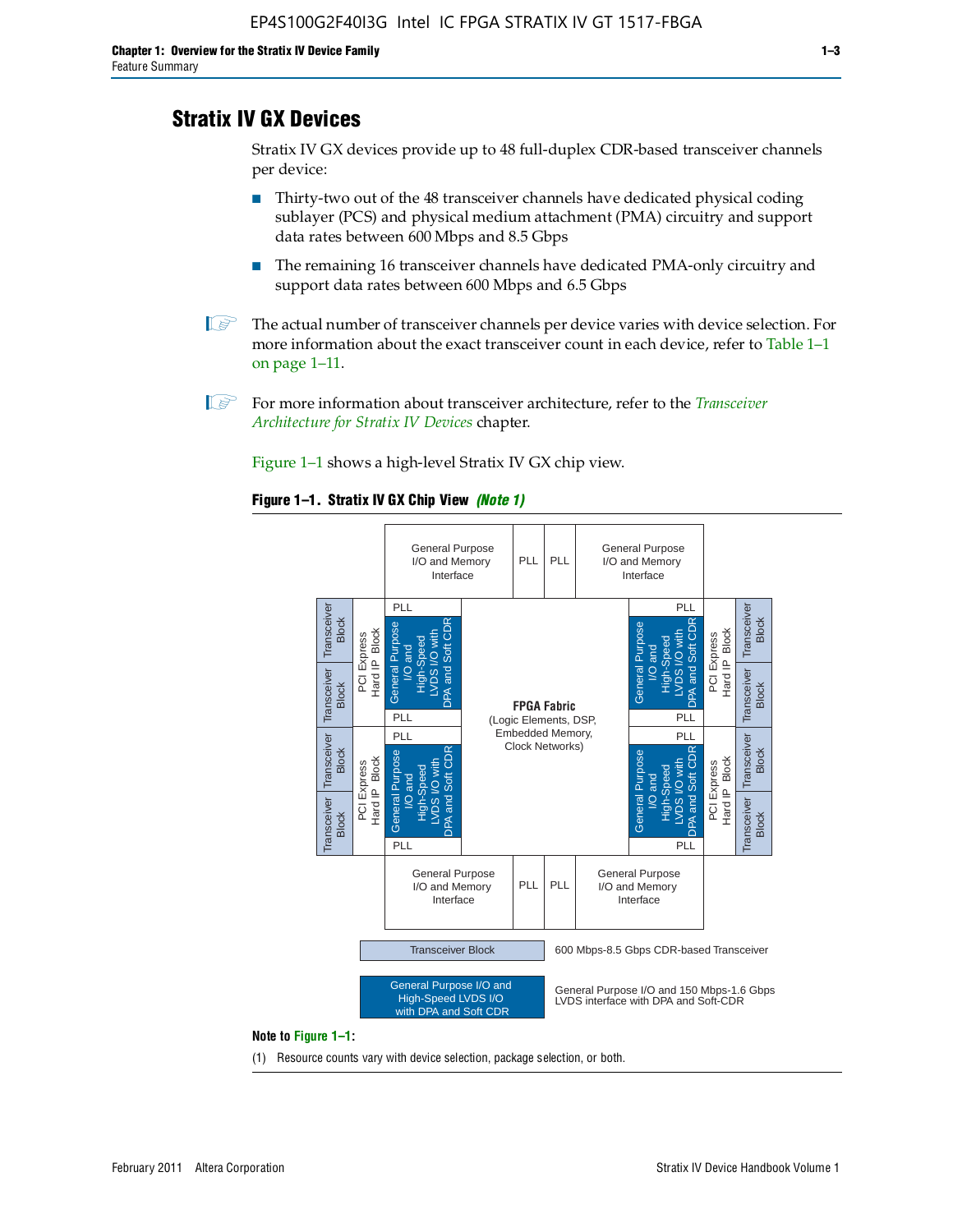## Stratix IV GX Devices

Stratix IV GX devices provide up to 48 full-duplex CDR-based transceiver channels per device:

- Thirty-two out of the 48 transceiver channels have dedicated physical coding sublayer (PCS) and physical medium attachment (PMA) circuitry and support data rates between 600 Mbps and 8.5 Gbps
- The remaining 16 transceiver channels have dedicated PMA-only circuitry and support data rates between 600 Mbps and 6.5 Gbps

The actual number of transceiver channels per device varies with device selection. For more information about the exact transceiver count in each device, refer to Table 1–1 on page 1–11.

For more information about transceiver architecture, refer to the *Transceiver Architecture for Stratix IV Devices* chapter.

Figure 1–1 shows a high-level Stratix IV GX chip view.

**Figure 1–1. Stratix IV GX Chip View** ***(Note 1)***

General Purpose I/O and Memory Interface | PLL | PLL | General Purpose I/O and Memory Interface

Transceiver Block | Transceiver Block | PCI Express Hard IP Block | PLL | General Purpose I/O and High-Speed LVDS I/O with DPA and Soft CDR | PLL

**FPGA Fabric** (Logic Elements, DSP, Embedded Memory, Clock Networks)

General Purpose I/O and Memory Interface | PLL | PLL | General Purpose I/O and Memory Interface

Transceiver Block — 600 Mbps-8.5 Gbps CDR-based Transceiver

General Purpose I/O and High-Speed LVDS I/O with DPA and Soft CDR — General Purpose I/O and 150 Mbps-1.6 Gbps LVDS interface with DPA and Soft-CDR

**Note to Figure 1–1:**

(1) Resource counts vary with device selection, package selection, or both.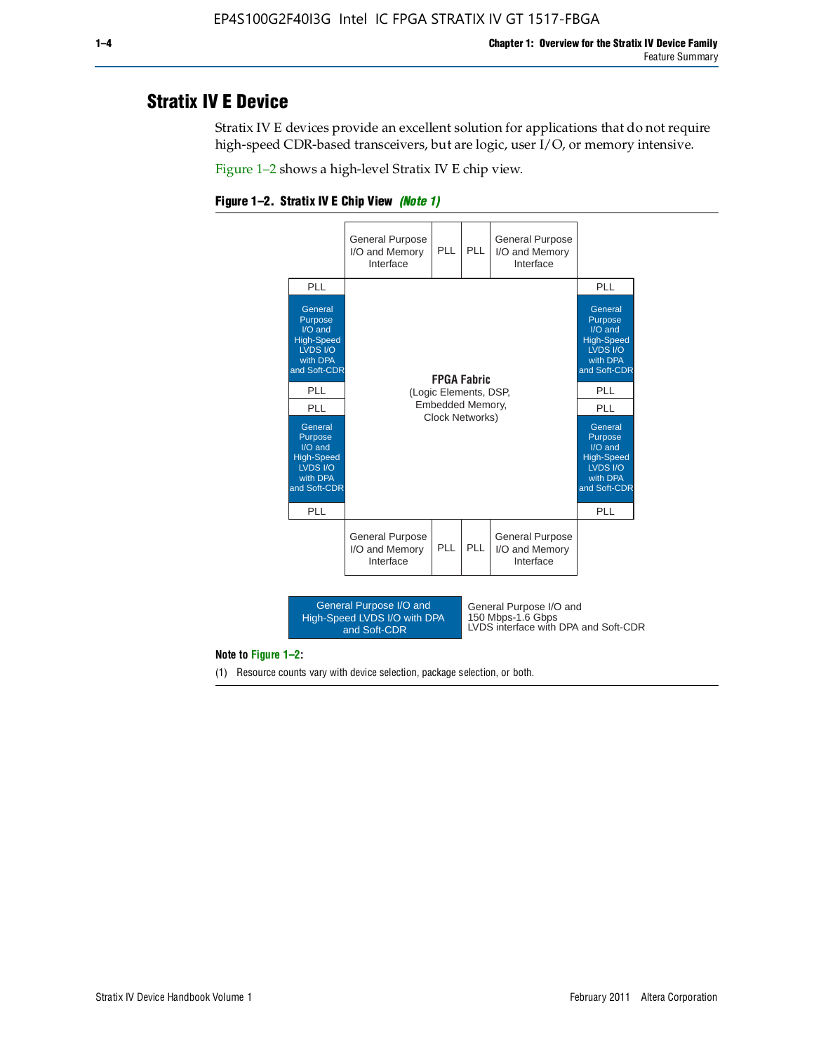## Stratix IV E Device

Stratix IV E devices provide an excellent solution for applications that do not require high-speed CDR-based transceivers, but are logic, user I/O, or memory intensive.

Figure 1–2 shows a high-level Stratix IV E chip view.

**Figure 1–2. Stratix IV E Chip View** *(Note 1)*

General Purpose I/O and Memory Interface | PLL | PLL | General Purpose I/O and Memory Interface

PLL | General Purpose I/O and High-Speed LVDS I/O with DPA and Soft-CDR | PLL | PLL | General Purpose I/O and High-Speed LVDS I/O with DPA and Soft-CDR | PLL

**FPGA Fabric** (Logic Elements, DSP, Embedded Memory, Clock Networks)

PLL | General Purpose I/O and High-Speed LVDS I/O with DPA and Soft-CDR | PLL | PLL | General Purpose I/O and High-Speed LVDS I/O with DPA and Soft-CDR | PLL

General Purpose I/O and Memory Interface | PLL | PLL | General Purpose I/O and Memory Interface

General Purpose I/O and High-Speed LVDS I/O with DPA and Soft-CDR — General Purpose I/O and 150 Mbps-1.6 Gbps LVDS interface with DPA and Soft-CDR

**Note to Figure 1–2:**

(1) Resource counts vary with device selection, package selection, or both.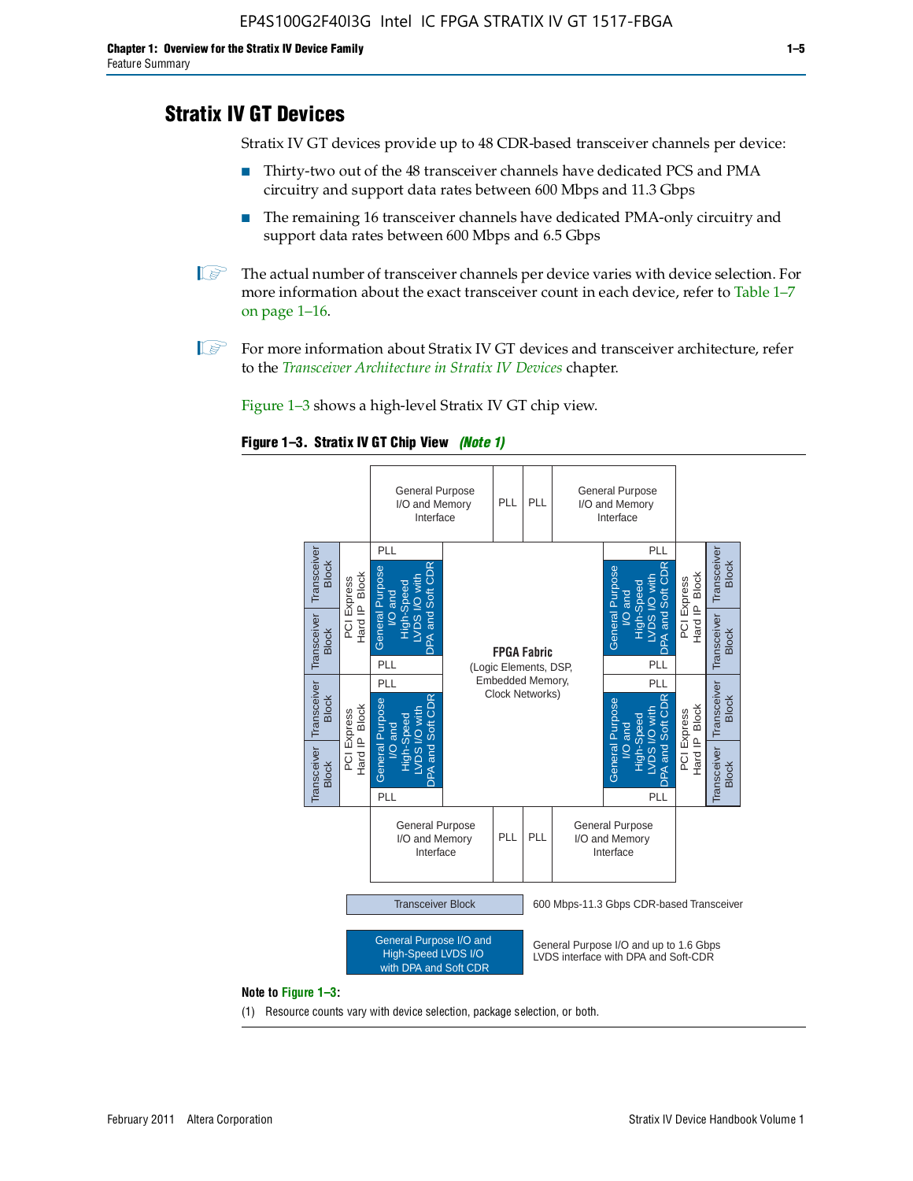## Stratix IV GT Devices

Stratix IV GT devices provide up to 48 CDR-based transceiver channels per device:

- Thirty-two out of the 48 transceiver channels have dedicated PCS and PMA circuitry and support data rates between 600 Mbps and 11.3 Gbps
- The remaining 16 transceiver channels have dedicated PMA-only circuitry and support data rates between 600 Mbps and 6.5 Gbps

The actual number of transceiver channels per device varies with device selection. For more information about the exact transceiver count in each device, refer to Table 1–7 on page 1–16.

For more information about Stratix IV GT devices and transceiver architecture, refer to the *Transceiver Architecture in Stratix IV Devices* chapter.

Figure 1–3 shows a high-level Stratix IV GT chip view.

**Figure 1–3. Stratix IV GT Chip View** ***(Note 1)***

General Purpose I/O and Memory Interface | PLL | PLL | General Purpose I/O and Memory Interface

Transceiver Block | Transceiver Block | PCI Express Hard IP Block | PLL | General Purpose I/O and High-Speed LVDS I/O with DPA and Soft CDR | PLL

Transceiver Block | Transceiver Block | PCI Express Hard IP Block | PLL | General Purpose I/O and High-Speed LVDS I/O with DPA and Soft CDR | PLL

**FPGA Fabric**
(Logic Elements, DSP, Embedded Memory, Clock Networks)

PLL | General Purpose I/O and High-Speed LVDS I/O with DPA and Soft CDR | PLL | PCI Express Hard IP Block | Transceiver Block | Transceiver Block

PLL | General Purpose I/O and High-Speed LVDS I/O with DPA and Soft CDR | PLL | PCI Express Hard IP Block | Transceiver Block | Transceiver Block

General Purpose I/O and Memory Interface | PLL | PLL | General Purpose I/O and Memory Interface

Transceiver Block — 600 Mbps-11.3 Gbps CDR-based Transceiver

General Purpose I/O and High-Speed LVDS I/O with DPA and Soft CDR — General Purpose I/O and up to 1.6 Gbps LVDS interface with DPA and Soft-CDR

**Note to Figure 1–3:**

(1) Resource counts vary with device selection, package selection, or both.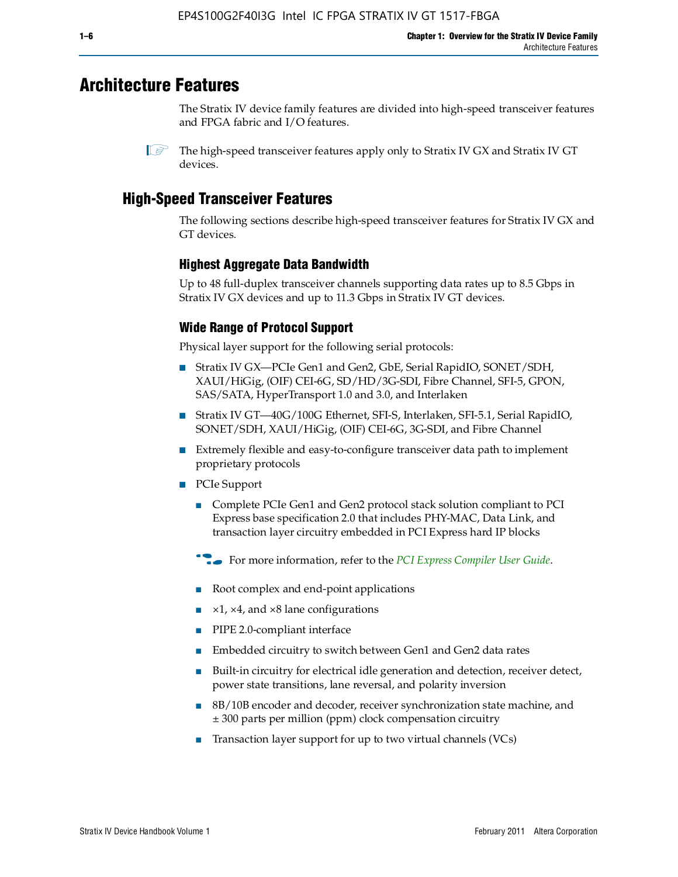# Architecture Features

The Stratix IV device family features are divided into high-speed transceiver features and FPGA fabric and I/O features.

The high-speed transceiver features apply only to Stratix IV GX and Stratix IV GT devices.

## High-Speed Transceiver Features

The following sections describe high-speed transceiver features for Stratix IV GX and GT devices.

### Highest Aggregate Data Bandwidth

Up to 48 full-duplex transceiver channels supporting data rates up to 8.5 Gbps in Stratix IV GX devices and up to 11.3 Gbps in Stratix IV GT devices.

### Wide Range of Protocol Support

Physical layer support for the following serial protocols:

- Stratix IV GX—PCIe Gen1 and Gen2, GbE, Serial RapidIO, SONET/SDH, XAUI/HiGig, (OIF) CEI-6G, SD/HD/3G-SDI, Fibre Channel, SFI-5, GPON, SAS/SATA, HyperTransport 1.0 and 3.0, and Interlaken
- Stratix IV GT—40G/100G Ethernet, SFI-S, Interlaken, SFI-5.1, Serial RapidIO, SONET/SDH, XAUI/HiGig, (OIF) CEI-6G, 3G-SDI, and Fibre Channel
- Extremely flexible and easy-to-configure transceiver data path to implement proprietary protocols
- PCIe Support
  - Complete PCIe Gen1 and Gen2 protocol stack solution compliant to PCI Express base specification 2.0 that includes PHY-MAC, Data Link, and transaction layer circuitry embedded in PCI Express hard IP blocks

  For more information, refer to the *PCI Express Compiler User Guide*.

  - Root complex and end-point applications
  - ×1, ×4, and ×8 lane configurations
  - PIPE 2.0-compliant interface
  - Embedded circuitry to switch between Gen1 and Gen2 data rates
  - Built-in circuitry for electrical idle generation and detection, receiver detect, power state transitions, lane reversal, and polarity inversion
  - 8B/10B encoder and decoder, receiver synchronization state machine, and ± 300 parts per million (ppm) clock compensation circuitry
  - Transaction layer support for up to two virtual channels (VCs)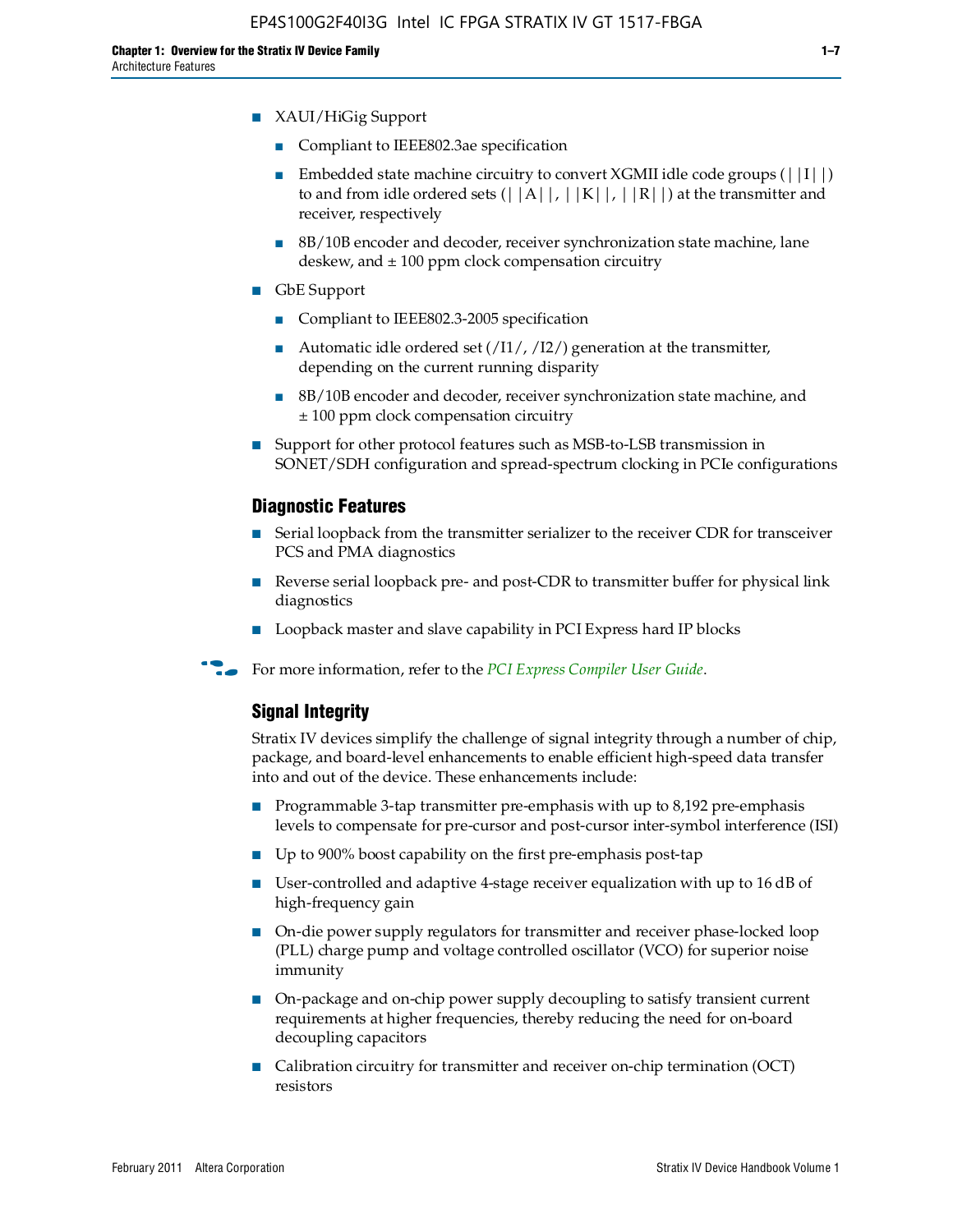- XAUI/HiGig Support
  - Compliant to IEEE802.3ae specification
  - Embedded state machine circuitry to convert XGMII idle code groups (||I||) to and from idle ordered sets (||A||, ||K||, ||R||) at the transmitter and receiver, respectively
  - 8B/10B encoder and decoder, receiver synchronization state machine, lane deskew, and ± 100 ppm clock compensation circuitry
- GbE Support
  - Compliant to IEEE802.3-2005 specification
  - Automatic idle ordered set (/I1/, /I2/) generation at the transmitter, depending on the current running disparity
  - 8B/10B encoder and decoder, receiver synchronization state machine, and ± 100 ppm clock compensation circuitry
- Support for other protocol features such as MSB-to-LSB transmission in SONET/SDH configuration and spread-spectrum clocking in PCIe configurations

### Diagnostic Features

- Serial loopback from the transmitter serializer to the receiver CDR for transceiver PCS and PMA diagnostics
- Reverse serial loopback pre- and post-CDR to transmitter buffer for physical link diagnostics
- Loopback master and slave capability in PCI Express hard IP blocks

For more information, refer to the *PCI Express Compiler User Guide*.

### Signal Integrity

Stratix IV devices simplify the challenge of signal integrity through a number of chip, package, and board-level enhancements to enable efficient high-speed data transfer into and out of the device. These enhancements include:

- Programmable 3-tap transmitter pre-emphasis with up to 8,192 pre-emphasis levels to compensate for pre-cursor and post-cursor inter-symbol interference (ISI)
- Up to 900% boost capability on the first pre-emphasis post-tap
- User-controlled and adaptive 4-stage receiver equalization with up to 16 dB of high-frequency gain
- On-die power supply regulators for transmitter and receiver phase-locked loop (PLL) charge pump and voltage controlled oscillator (VCO) for superior noise immunity
- On-package and on-chip power supply decoupling to satisfy transient current requirements at higher frequencies, thereby reducing the need for on-board decoupling capacitors
- Calibration circuitry for transmitter and receiver on-chip termination (OCT) resistors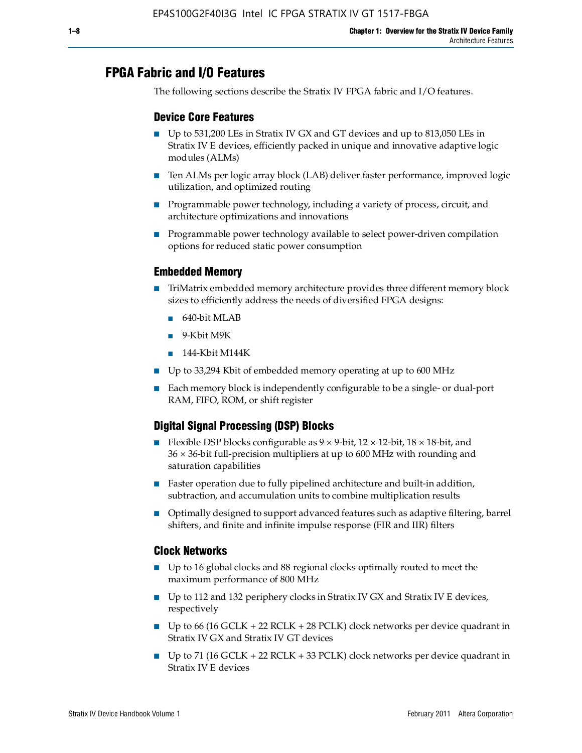## FPGA Fabric and I/O Features

The following sections describe the Stratix IV FPGA fabric and I/O features.

### Device Core Features

- Up to 531,200 LEs in Stratix IV GX and GT devices and up to 813,050 LEs in Stratix IV E devices, efficiently packed in unique and innovative adaptive logic modules (ALMs)
- Ten ALMs per logic array block (LAB) deliver faster performance, improved logic utilization, and optimized routing
- Programmable power technology, including a variety of process, circuit, and architecture optimizations and innovations
- Programmable power technology available to select power-driven compilation options for reduced static power consumption

### Embedded Memory

- TriMatrix embedded memory architecture provides three different memory block sizes to efficiently address the needs of diversified FPGA designs:
  - 640-bit MLAB
  - 9-Kbit M9K
  - 144-Kbit M144K
- Up to 33,294 Kbit of embedded memory operating at up to 600 MHz
- Each memory block is independently configurable to be a single- or dual-port RAM, FIFO, ROM, or shift register

### Digital Signal Processing (DSP) Blocks

- Flexible DSP blocks configurable as 9 × 9-bit, 12 × 12-bit, 18 × 18-bit, and 36 × 36-bit full-precision multipliers at up to 600 MHz with rounding and saturation capabilities
- Faster operation due to fully pipelined architecture and built-in addition, subtraction, and accumulation units to combine multiplication results
- Optimally designed to support advanced features such as adaptive filtering, barrel shifters, and finite and infinite impulse response (FIR and IIR) filters

### Clock Networks

- Up to 16 global clocks and 88 regional clocks optimally routed to meet the maximum performance of 800 MHz
- Up to 112 and 132 periphery clocks in Stratix IV GX and Stratix IV E devices, respectively
- Up to 66 (16 GCLK + 22 RCLK + 28 PCLK) clock networks per device quadrant in Stratix IV GX and Stratix IV GT devices
- Up to 71 (16 GCLK + 22 RCLK + 33 PCLK) clock networks per device quadrant in Stratix IV E devices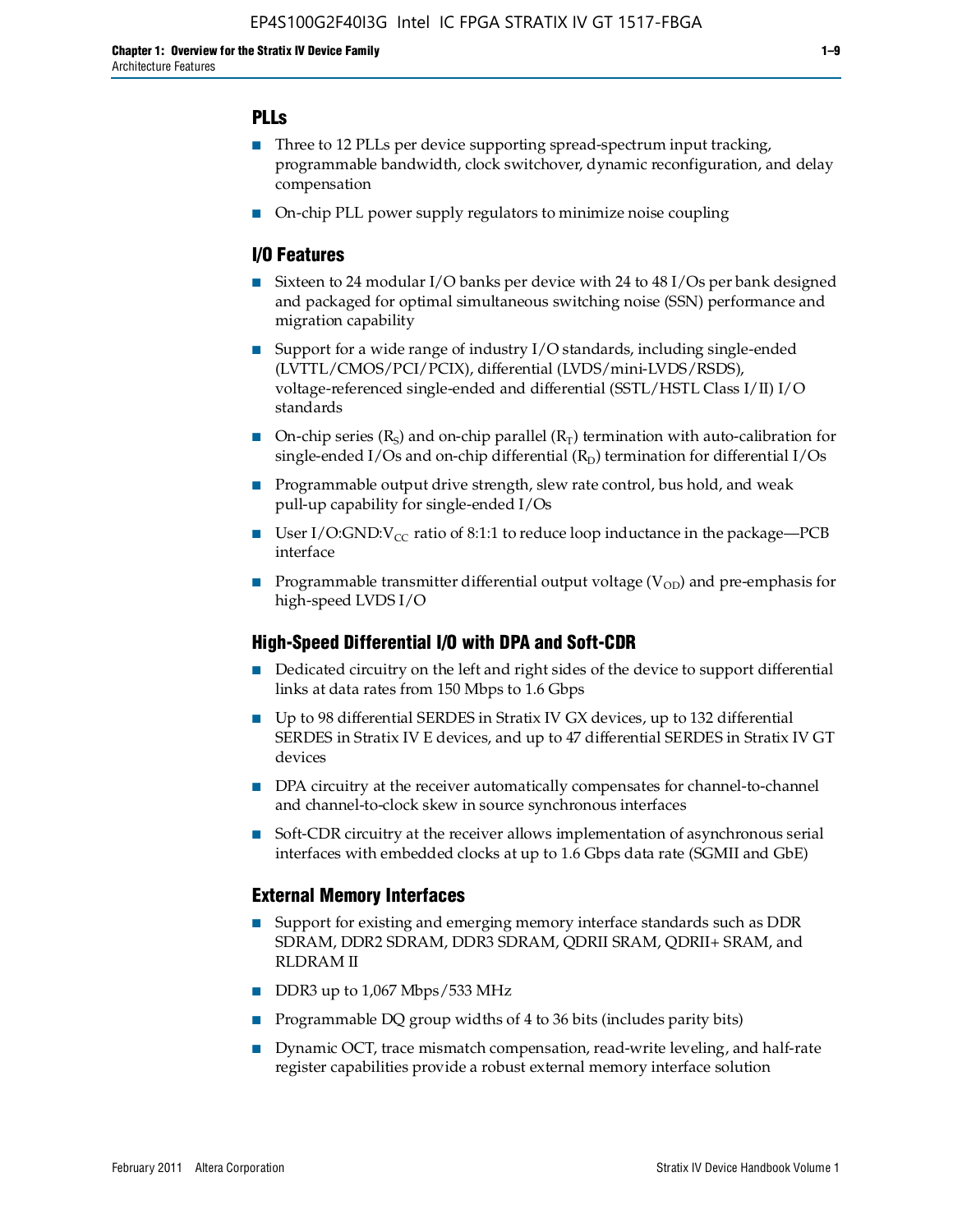### PLLs

- Three to 12 PLLs per device supporting spread-spectrum input tracking, programmable bandwidth, clock switchover, dynamic reconfiguration, and delay compensation
- On-chip PLL power supply regulators to minimize noise coupling

### I/O Features

- Sixteen to 24 modular I/O banks per device with 24 to 48 I/Os per bank designed and packaged for optimal simultaneous switching noise (SSN) performance and migration capability
- Support for a wide range of industry I/O standards, including single-ended (LVTTL/CMOS/PCI/PCIX), differential (LVDS/mini-LVDS/RSDS), voltage-referenced single-ended and differential (SSTL/HSTL Class I/II) I/O standards
- On-chip series ($R_S$) and on-chip parallel ($R_T$) termination with auto-calibration for single-ended I/Os and on-chip differential ($R_D$) termination for differential I/Os
- Programmable output drive strength, slew rate control, bus hold, and weak pull-up capability for single-ended I/Os
- User I/O:GND:$V_{CC}$ ratio of 8:1:1 to reduce loop inductance in the package—PCB interface
- Programmable transmitter differential output voltage ($V_{OD}$) and pre-emphasis for high-speed LVDS I/O

### High-Speed Differential I/O with DPA and Soft-CDR

- Dedicated circuitry on the left and right sides of the device to support differential links at data rates from 150 Mbps to 1.6 Gbps
- Up to 98 differential SERDES in Stratix IV GX devices, up to 132 differential SERDES in Stratix IV E devices, and up to 47 differential SERDES in Stratix IV GT devices
- DPA circuitry at the receiver automatically compensates for channel-to-channel and channel-to-clock skew in source synchronous interfaces
- Soft-CDR circuitry at the receiver allows implementation of asynchronous serial interfaces with embedded clocks at up to 1.6 Gbps data rate (SGMII and GbE)

### External Memory Interfaces

- Support for existing and emerging memory interface standards such as DDR SDRAM, DDR2 SDRAM, DDR3 SDRAM, QDRII SRAM, QDRII+ SRAM, and RLDRAM II
- DDR3 up to 1,067 Mbps/533 MHz
- Programmable DQ group widths of 4 to 36 bits (includes parity bits)
- Dynamic OCT, trace mismatch compensation, read-write leveling, and half-rate register capabilities provide a robust external memory interface solution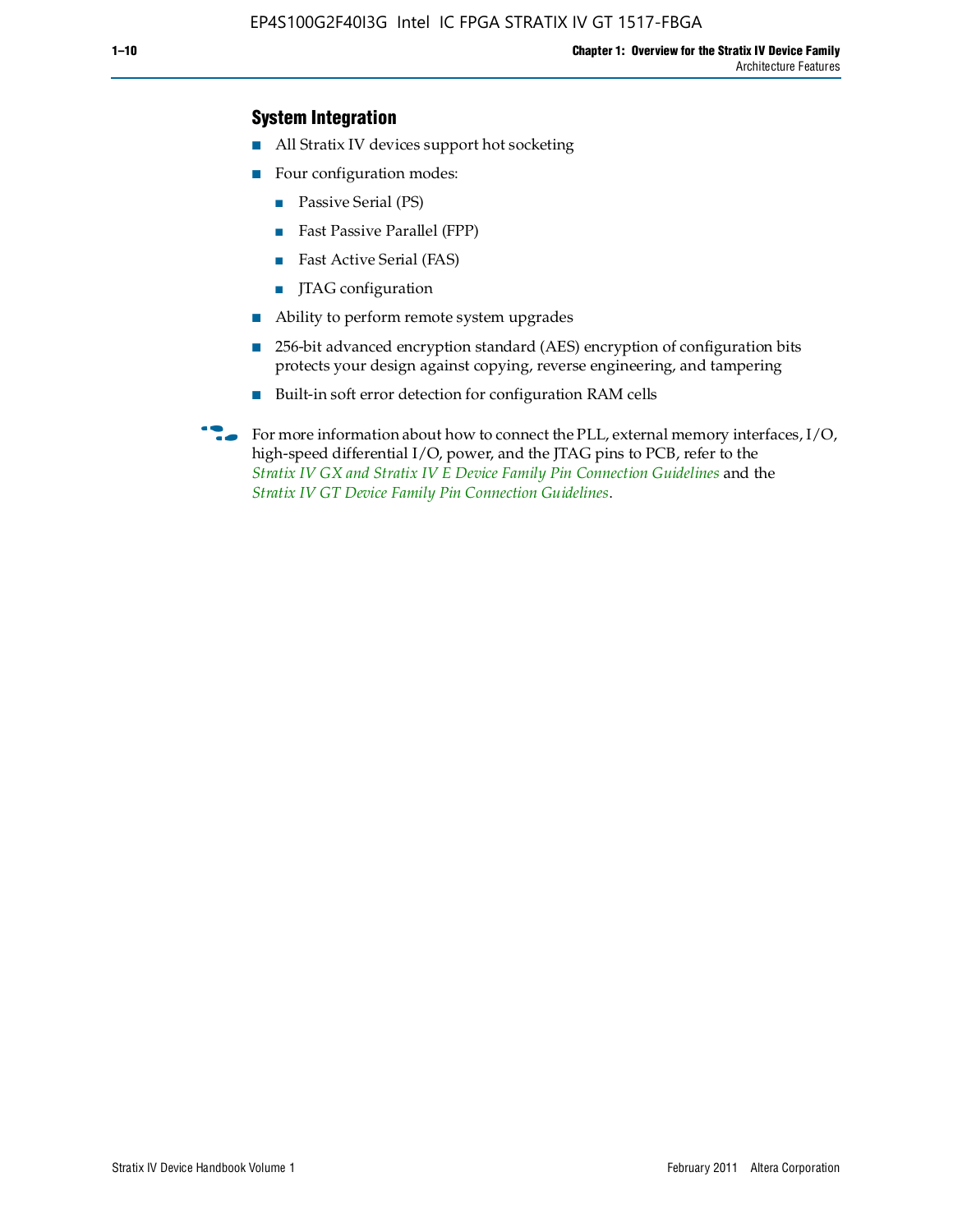## System Integration

- All Stratix IV devices support hot socketing
- Four configuration modes:
  - Passive Serial (PS)
  - Fast Passive Parallel (FPP)
  - Fast Active Serial (FAS)
  - JTAG configuration
- Ability to perform remote system upgrades
- 256-bit advanced encryption standard (AES) encryption of configuration bits protects your design against copying, reverse engineering, and tampering
- Built-in soft error detection for configuration RAM cells

For more information about how to connect the PLL, external memory interfaces, I/O, high-speed differential I/O, power, and the JTAG pins to PCB, refer to the *Stratix IV GX and Stratix IV E Device Family Pin Connection Guidelines* and the *Stratix IV GT Device Family Pin Connection Guidelines*.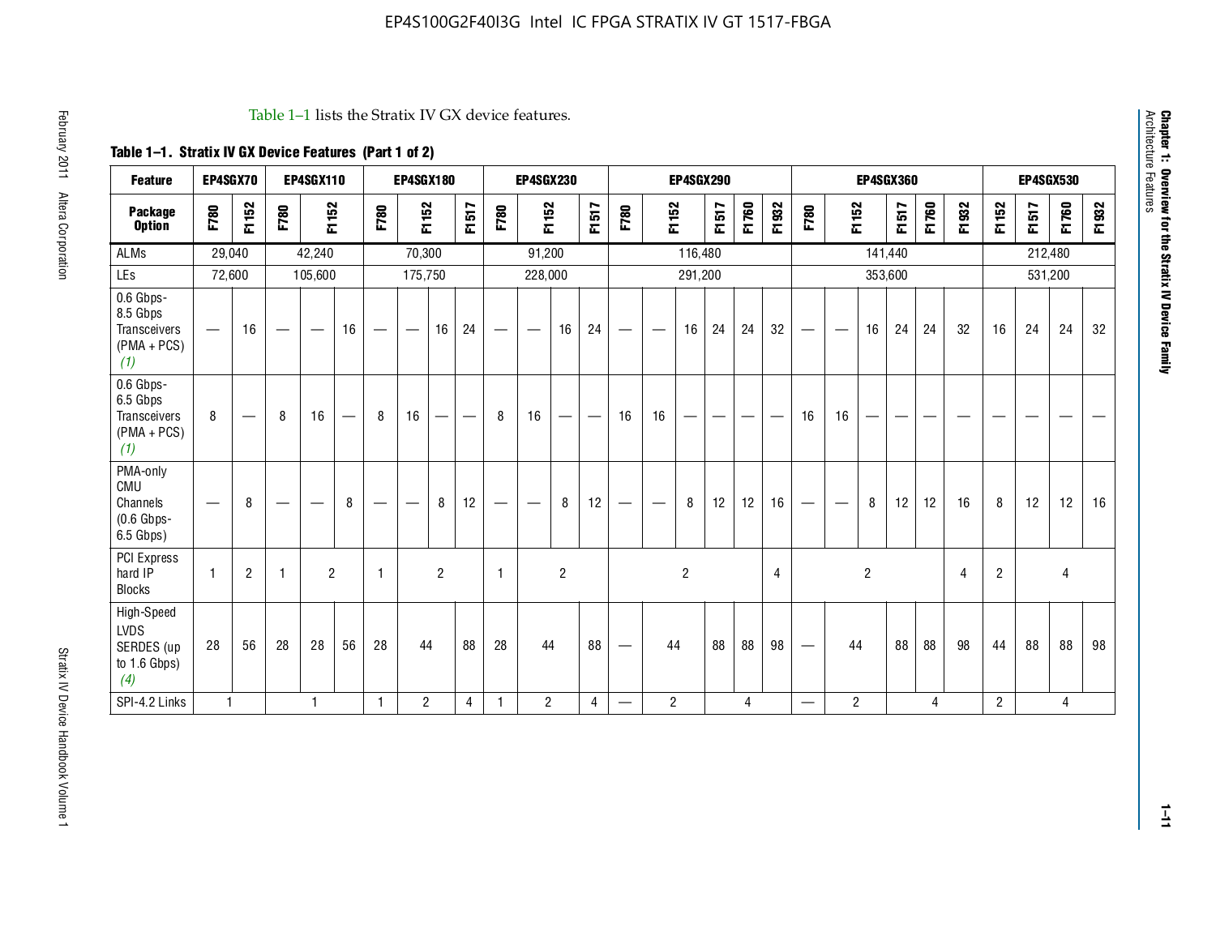Table 1–1 lists the Stratix IV GX device features.

**Table 1–1. Stratix IV GX Device Features (Part 1 of 2)**

| Feature | EP4SGX70 | | EP4SGX110 | | | EP4SGX180 | | | | EP4SGX230 | | | | EP4SGX290 | | | | | | EP4SGX360 | | | | | | EP4SGX530 | | | |
|---|---|---|---|---|---|---|---|---|---|---|---|---|---|---|---|---|---|---|---|---|---|---|---|---|---|---|---|---|---|
| **Package Option** | F780 | F1152 | F780 | F1152 | | F780 | F1152 | | F1517 | F780 | F1152 | | F1517 | F780 | F1152 | | F1517 | F1760 | F1932 | F780 | F1152 | | F1517 | F1760 | F1932 | F1152 | F1517 | F1760 | F1932 |
| ALMs | 29,040 | | 42,240 | | | 70,300 | | | | 91,200 | | | | 116,480 | | | | | | 141,440 | | | | | | 212,480 | | | |
| LEs | 72,600 | | 105,600 | | | 175,750 | | | | 228,000 | | | | 291,200 | | | | | | 353,600 | | | | | | 531,200 | | | |
| 0.6 Gbps-8.5 Gbps Transceivers (PMA + PCS) *(1)* | — | 16 | — | — | 16 | — | — | 16 | 24 | — | — | 16 | 24 | — | — | 16 | 24 | 24 | 32 | — | — | 16 | 24 | 24 | 32 | 16 | 24 | 24 | 32 |
| 0.6 Gbps-6.5 Gbps Transceivers (PMA + PCS) *(1)* | 8 | — | 8 | 16 | — | 8 | 16 | — | — | 8 | 16 | — | — | 16 | 16 | — | — | — | — | 16 | 16 | — | — | — | — | — | — | — | — |
| PMA-only CMU Channels (0.6 Gbps-6.5 Gbps) | — | 8 | — | — | 8 | — | — | 8 | 12 | — | — | 8 | 12 | — | — | 8 | 12 | 12 | 16 | — | — | 8 | 12 | 12 | 16 | 8 | 12 | 12 | 16 |
| PCI Express hard IP Blocks | 1 | 2 | 1 | 2 | | 1 | 2 | | | 1 | 2 | | | 2 | | | | | 4 | 2 | | | | | 4 | 2 | 4 | | |
| High-Speed LVDS SERDES (up to 1.6 Gbps) *(4)* | 28 | 56 | 28 | 28 | 56 | 28 | 44 | | 88 | 28 | 44 | | 88 | — | 44 | | 88 | 88 | 98 | — | 44 | | 88 | 88 | 98 | 44 | 88 | 88 | 98 |
| SPI-4.2 Links | 1 | | 1 | | | 1 | 2 | | 4 | 1 | 2 | | 4 | — | 2 | | 4 | | | — | 2 | | 4 | | | 2 | 4 | | |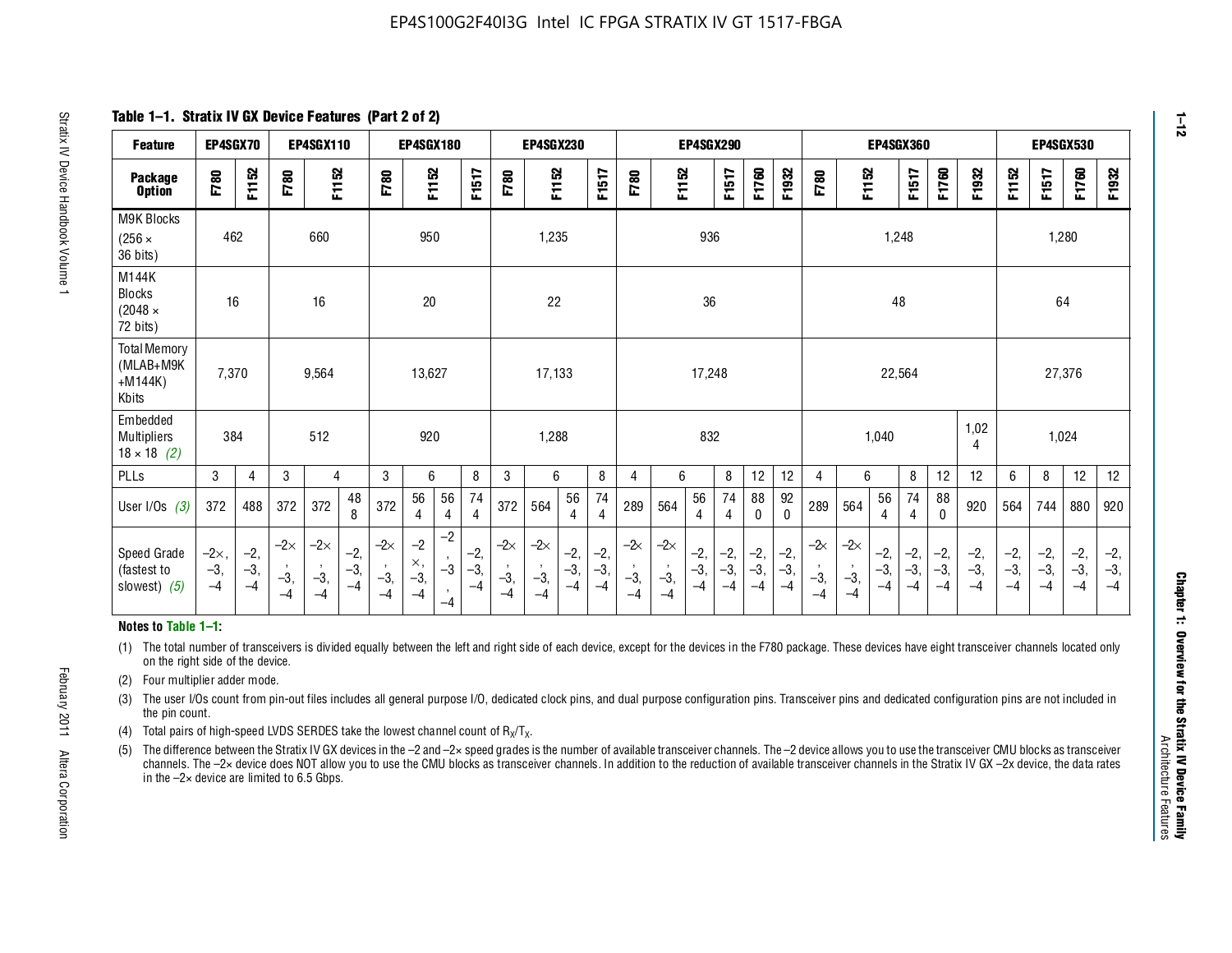**Table 1–1. Stratix IV GX Device Features (Part 2 of 2)**

| Feature | EP4SGX70 | | EP4SGX110 | | | EP4SGX180 | | | | EP4SGX230 | | | | EP4SGX290 | | | | | | | EP4SGX360 | | | | | | | EP4SGX530 | | | |
|---|---|---|---|---|---|---|---|---|---|---|---|---|---|---|---|---|---|---|---|---|---|---|---|---|---|---|---|---|---|---|
| Package Option | F780 | F1152 | F780 | F1152 | | F780 | F1152 | | F1517 | F780 | F1152 | | F1517 | F780 | F1152 | | F1517 | F1760 | F1932 | | F780 | F1152 | | F1517 | F1760 | F1932 | | F1152 | F1517 | F1760 | F1932 |
| M9K Blocks (256 × 36 bits) | 462 | | 660 | | | 950 | | | | 1,235 | | | | 936 | | | | | | | 1,248 | | | | | | | 1,280 | | | |
| M144K Blocks (2048 × 72 bits) | 16 | | 16 | | | 20 | | | | 22 | | | | 36 | | | | | | | 48 | | | | | | | 64 | | | |
| Total Memory (MLAB+M9K +M144K) Kbits | 7,370 | | 9,564 | | | 13,627 | | | | 17,133 | | | | 17,248 | | | | | | | 22,564 | | | | | | | 27,376 | | | |
| Embedded Multipliers 18 × 18 *(2)* | 384 | | 512 | | | 920 | | | | 1,288 | | | | 832 | | | | | | | 1,040 | | | | | 1,024 | | 1,024 | | | |
| PLLs | 3 | 4 | 3 | 4 | | 3 | 6 | | 8 | 3 | 6 | | 8 | 4 | 6 | | 8 | 12 | 12 | | 4 | 6 | | 8 | 12 | 12 | | 6 | 8 | 12 | 12 |
| User I/Os *(3)* | 372 | 488 | 372 | 372 | 488 | 372 | 564 | 564 | 744 | 372 | 564 | 564 | 744 | 289 | 564 | 564 | 744 | 880 | 920 | | 289 | 564 | 564 | 744 | 880 | 920 | | 564 | 744 | 880 | 920 |
| Speed Grade (fastest to slowest) *(5)* | –2×, –3, –4 | –2, –3, –4 | –2×, –3, –4 | –2×, –3, –4 | –2, –3, –4 | –2×, –3, –4 | –2×, –3, –4 | –2, –3, –4 | –2, –3, –4 | –2×, –3, –4 | –2×, –3, –4 | –2, –3, –4 | –2, –3, –4 | –2×, –3, –4 | –2×, –3, –4 | –2, –3, –4 | –2, –3, –4 | –2, –3, –4 | –2, –3, –4 | | –2×, –3, –4 | –2×, –3, –4 | –2, –3, –4 | –2, –3, –4 | –2, –3, –4 | –2, –3, –4 | | –2, –3, –4 | –2, –3, –4 | –2, –3, –4 | –2, –3, –4 |

**Notes to Table 1–1:**

(1) The total number of transceivers is divided equally between the left and right side of each device, except for the devices in the F780 package. These devices have eight transceiver channels located only on the right side of the device.

(2) Four multiplier adder mode.

(3) The user I/Os count from pin-out files includes all general purpose I/O, dedicated clock pins, and dual purpose configuration pins. Transceiver pins and dedicated configuration pins are not included in the pin count.

(4) Total pairs of high-speed LVDS SERDES take the lowest channel count of $R_X/T_X$.

(5) The difference between the Stratix IV GX devices in the –2 and –2× speed grades is the number of available transceiver channels. The –2 device allows you to use the transceiver CMU blocks as transceiver channels. The –2× device does NOT allow you to use the CMU blocks as transceiver channels. In addition to the reduction of available transceiver channels in the Stratix IV GX –2x device, the data rates in the –2× device are limited to 6.5 Gbps.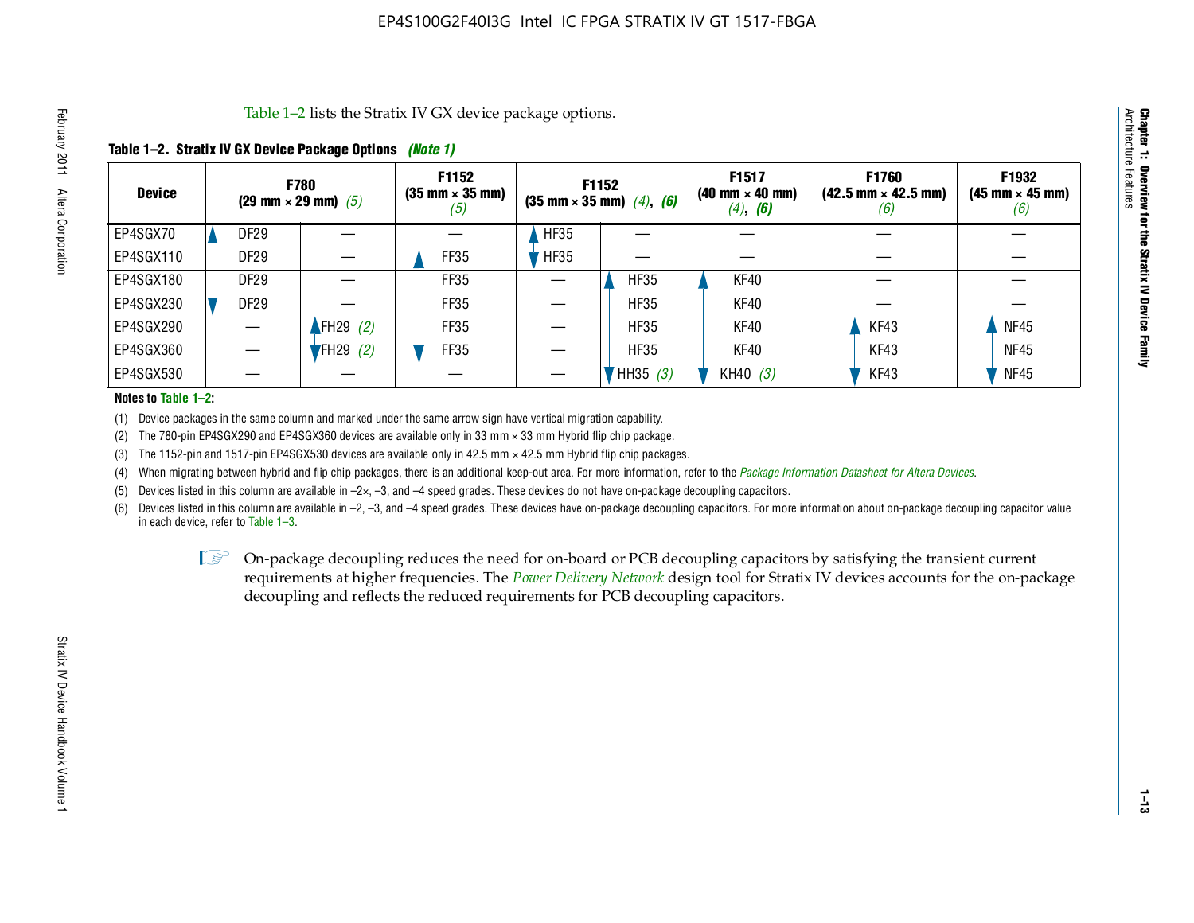Table 1–2 lists the Stratix IV GX device package options.

**Table 1–2. Stratix IV GX Device Package Options** *(Note 1)*

| Device | F780 (29 mm × 29 mm) (5) | | F1152 (35 mm × 35 mm) (5) | F1152 (35 mm × 35 mm) (4), (6) | | F1517 (40 mm × 40 mm) (4), (6) | F1760 (42.5 mm × 42.5 mm) (6) | F1932 (45 mm × 45 mm) (6) |
|---|---|---|---|---|---|---|---|---|
| EP4SGX70 | DF29 | — | — | HF35 | — | — | — | — |
| EP4SGX110 | DF29 | — | FF35 | HF35 | — | — | — | — |
| EP4SGX180 | DF29 | — | FF35 | — | HF35 | KF40 | — | — |
| EP4SGX230 | DF29 | — | FF35 | — | HF35 | KF40 | — | — |
| EP4SGX290 | — | FH29 (2) | FF35 | — | HF35 | KF40 | KF43 | NF45 |
| EP4SGX360 | — | FH29 (2) | FF35 | — | HF35 | KF40 | KF43 | NF45 |
| EP4SGX530 | — | — | — | — | HH35 (3) | KH40 (3) | KF43 | NF45 |

**Notes to Table 1–2:**

(1) Device packages in the same column and marked under the same arrow sign have vertical migration capability.

(2) The 780-pin EP4SGX290 and EP4SGX360 devices are available only in 33 mm × 33 mm Hybrid flip chip package.

(3) The 1152-pin and 1517-pin EP4SGX530 devices are available only in 42.5 mm × 42.5 mm Hybrid flip chip packages.

(4) When migrating between hybrid and flip chip packages, there is an additional keep-out area. For more information, refer to the *Package Information Datasheet for Altera Devices*.

(5) Devices listed in this column are available in –2×, –3, and –4 speed grades. These devices do not have on-package decoupling capacitors.

(6) Devices listed in this column are available in –2, –3, and –4 speed grades. These devices have on-package decoupling capacitors. For more information about on-package decoupling capacitor value in each device, refer to Table 1–3.

On-package decoupling reduces the need for on-board or PCB decoupling capacitors by satisfying the transient current requirements at higher frequencies. The *Power Delivery Network* design tool for Stratix IV devices accounts for the on-package decoupling and reflects the reduced requirements for PCB decoupling capacitors.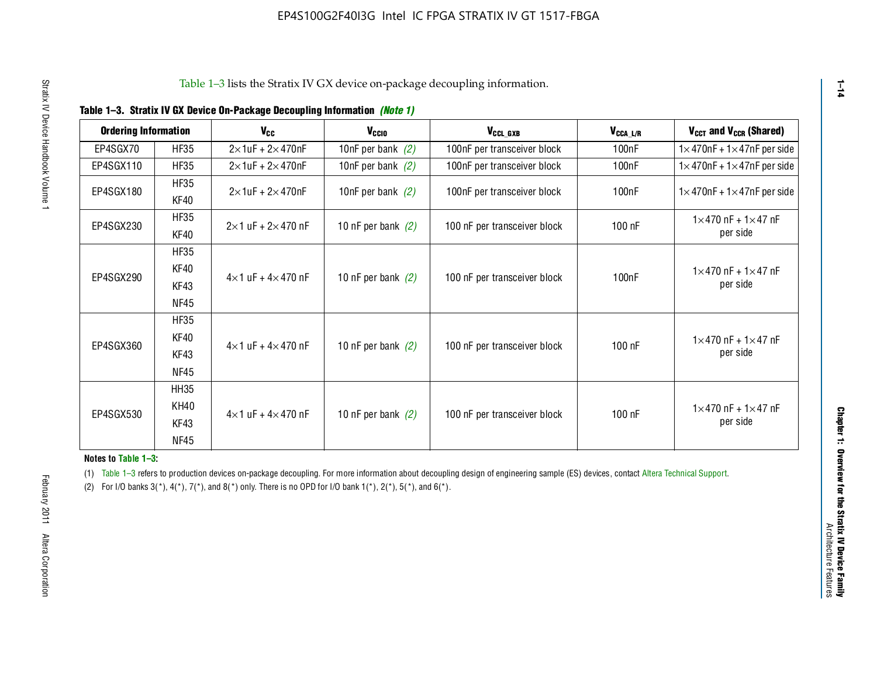Table 1–3 lists the Stratix IV GX device on-package decoupling information.

**Table 1–3. Stratix IV GX Device On-Package Decoupling Information** ***(Note 1)***

| Ordering Information | | $V_{CC}$ | $V_{CCIO}$ | $V_{CCL\_GXB}$ | $V_{CCA\_L/R}$ | $V_{CCT}$ and $V_{CCR}$ (Shared) |
|---|---|---|---|---|---|---|
| EP4SGX70 | HF35 | 2×1uF + 2×470nF | 10nF per bank *(2)* | 100nF per transceiver block | 100nF | 1×470nF + 1×47nF per side |
| EP4SGX110 | HF35 | 2×1uF + 2×470nF | 10nF per bank *(2)* | 100nF per transceiver block | 100nF | 1×470nF + 1×47nF per side |
| EP4SGX180 | HF35<br>KF40 | 2×1uF + 2×470nF | 10nF per bank *(2)* | 100nF per transceiver block | 100nF | 1×470nF + 1×47nF per side |
| EP4SGX230 | HF35<br>KF40 | 2×1 uF + 2×470 nF | 10 nF per bank *(2)* | 100 nF per transceiver block | 100 nF | 1×470 nF + 1×47 nF per side |
| EP4SGX290 | HF35<br>KF40<br>KF43<br>NF45 | 4×1 uF + 4×470 nF | 10 nF per bank *(2)* | 100 nF per transceiver block | 100nF | 1×470 nF + 1×47 nF per side |
| EP4SGX360 | HF35<br>KF40<br>KF43<br>NF45 | 4×1 uF + 4×470 nF | 10 nF per bank *(2)* | 100 nF per transceiver block | 100 nF | 1×470 nF + 1×47 nF per side |
| EP4SGX530 | HH35<br>KH40<br>KF43<br>NF45 | 4×1 uF + 4×470 nF | 10 nF per bank *(2)* | 100 nF per transceiver block | 100 nF | 1×470 nF + 1×47 nF per side |

**Notes to Table 1–3:**

(1) Table 1–3 refers to production devices on-package decoupling. For more information about decoupling design of engineering sample (ES) devices, contact Altera Technical Support.

(2) For I/O banks 3(*), 4(*), 7(*), and 8(*) only. There is no OPD for I/O bank 1(*), 2(*), 5(*), and 6(*).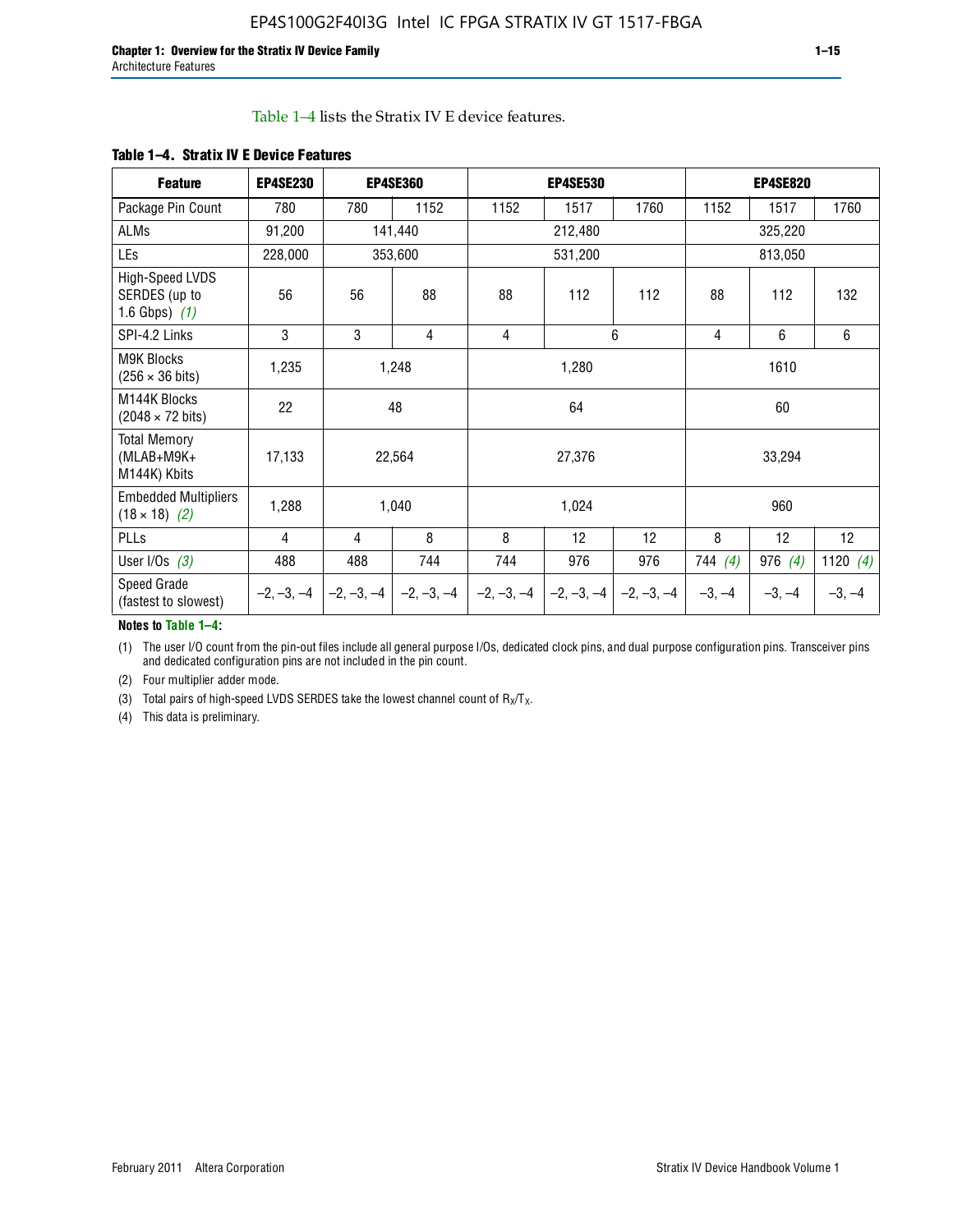Table 1–4 lists the Stratix IV E device features.

**Table 1–4. Stratix IV E Device Features**

| Feature | EP4SE230 | EP4SE360 | | EP4SE530 | | | EP4SE820 | | |
|---|---|---|---|---|---|---|---|---|---|
| Package Pin Count | 780 | 780 | 1152 | 1152 | 1517 | 1760 | 1152 | 1517 | 1760 |
| ALMs | 91,200 | 141,440 | | 212,480 | | | 325,220 | | |
| LEs | 228,000 | 353,600 | | 531,200 | | | 813,050 | | |
| High-Speed LVDS SERDES (up to 1.6 Gbps) *(1)* | 56 | 56 | 88 | 88 | 112 | 112 | 88 | 112 | 132 |
| SPI-4.2 Links | 3 | 3 | 4 | 4 | 6 | | 4 | 6 | 6 |
| M9K Blocks (256 × 36 bits) | 1,235 | 1,248 | | 1,280 | | | 1610 | | |
| M144K Blocks (2048 × 72 bits) | 22 | 48 | | 64 | | | 60 | | |
| Total Memory (MLAB+M9K+ M144K) Kbits | 17,133 | 22,564 | | 27,376 | | | 33,294 | | |
| Embedded Multipliers (18 × 18) *(2)* | 1,288 | 1,040 | | 1,024 | | | 960 | | |
| PLLs | 4 | 4 | 8 | 8 | 12 | 12 | 8 | 12 | 12 |
| User I/Os *(3)* | 488 | 488 | 744 | 744 | 976 | 976 | 744 *(4)* | 976 *(4)* | 1120 *(4)* |
| Speed Grade (fastest to slowest) | –2, –3, –4 | –2, –3, –4 | –2, –3, –4 | –2, –3, –4 | –2, –3, –4 | –2, –3, –4 | –3, –4 | –3, –4 | –3, –4 |

**Notes to Table 1–4:**

(1) The user I/O count from the pin-out files include all general purpose I/Os, dedicated clock pins, and dual purpose configuration pins. Transceiver pins and dedicated configuration pins are not included in the pin count.

(2) Four multiplier adder mode.

(3) Total pairs of high-speed LVDS SERDES take the lowest channel count of $R_X/T_X$.

(4) This data is preliminary.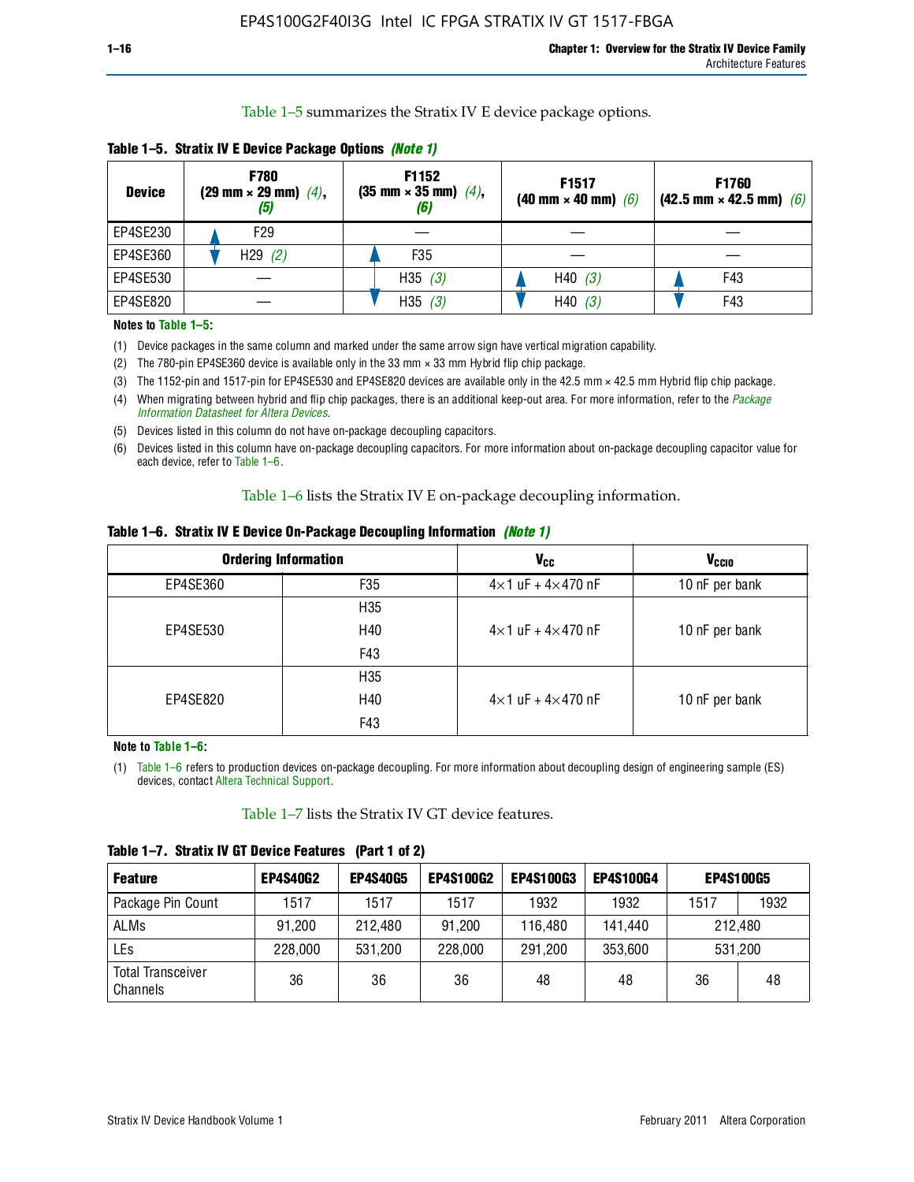Table 1–5 summarizes the Stratix IV E device package options.

**Table 1–5. Stratix IV E Device Package Options** *(Note 1)*

| Device | F780 (29 mm × 29 mm) *(4)*, *(5)* | F1152 (35 mm × 35 mm) *(4)*, *(6)* | F1517 (40 mm × 40 mm) *(6)* | F1760 (42.5 mm × 42.5 mm) *(6)* |
|---|---|---|---|---|
| EP4SE230 | F29 | — | — | — |
| EP4SE360 | H29 *(2)* | F35 | — | — |
| EP4SE530 | — | H35 *(3)* | H40 *(3)* | F43 |
| EP4SE820 | — | H35 *(3)* | H40 *(3)* | F43 |

**Notes to Table 1–5:**

(1) Device packages in the same column and marked under the same arrow sign have vertical migration capability.

(2) The 780-pin EP4SE360 device is available only in the 33 mm × 33 mm Hybrid flip chip package.

(3) The 1152-pin and 1517-pin for EP4SE530 and EP4SE820 devices are available only in the 42.5 mm × 42.5 mm Hybrid flip chip package.

(4) When migrating between hybrid and flip chip packages, there is an additional keep-out area. For more information, refer to the *Package Information Datasheet for Altera Devices*.

(5) Devices listed in this column do not have on-package decoupling capacitors.

(6) Devices listed in this column have on-package decoupling capacitors. For more information about on-package decoupling capacitor value for each device, refer to Table 1–6.

Table 1–6 lists the Stratix IV E on-package decoupling information.

**Table 1–6. Stratix IV E Device On-Package Decoupling Information** *(Note 1)*

| Ordering Information | | $V_{CC}$ | $V_{CCIO}$ |
|---|---|---|---|
| EP4SE360 | F35 | 4×1 uF + 4×470 nF | 10 nF per bank |
| EP4SE530 | H35<br>H40<br>F43 | 4×1 uF + 4×470 nF | 10 nF per bank |
| EP4SE820 | H35<br>H40<br>F43 | 4×1 uF + 4×470 nF | 10 nF per bank |

**Note to Table 1–6:**

(1) Table 1–6 refers to production devices on-package decoupling. For more information about decoupling design of engineering sample (ES) devices, contact Altera Technical Support.

Table 1–7 lists the Stratix IV GT device features.

**Table 1–7. Stratix IV GT Device Features (Part 1 of 2)**

| Feature | EP4S40G2 | EP4S40G5 | EP4S100G2 | EP4S100G3 | EP4S100G4 | EP4S100G5 | |
|---|---|---|---|---|---|---|---|
| Package Pin Count | 1517 | 1517 | 1517 | 1932 | 1932 | 1517 | 1932 |
| ALMs | 91,200 | 212,480 | 91,200 | 116,480 | 141,440 | 212,480 | |
| LEs | 228,000 | 531,200 | 228,000 | 291,200 | 353,600 | 531,200 | |
| Total Transceiver Channels | 36 | 36 | 36 | 48 | 48 | 36 | 48 |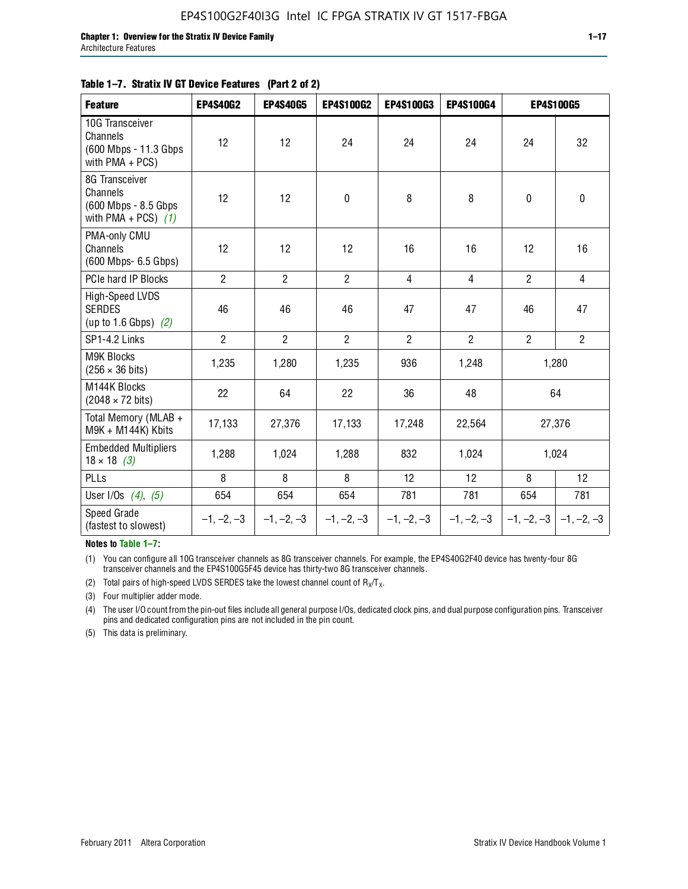**Table 1–7. Stratix IV GT Device Features (Part 2 of 2)**

| Feature | EP4S40G2 | EP4S40G5 | EP4S100G2 | EP4S100G3 | EP4S100G4 | EP4S100G5 | |
|---|---|---|---|---|---|---|---|
| 10G Transceiver Channels (600 Mbps - 11.3 Gbps with PMA + PCS) | 12 | 12 | 24 | 24 | 24 | 24 | 32 |
| 8G Transceiver Channels (600 Mbps - 8.5 Gbps with PMA + PCS) *(1)* | 12 | 12 | 0 | 8 | 8 | 0 | 0 |
| PMA-only CMU Channels (600 Mbps- 6.5 Gbps) | 12 | 12 | 12 | 16 | 16 | 12 | 16 |
| PCIe hard IP Blocks | 2 | 2 | 2 | 4 | 4 | 2 | 4 |
| High-Speed LVDS SERDES (up to 1.6 Gbps) *(2)* | 46 | 46 | 46 | 47 | 47 | 46 | 47 |
| SP1-4.2 Links | 2 | 2 | 2 | 2 | 2 | 2 | 2 |
| M9K Blocks (256 × 36 bits) | 1,235 | 1,280 | 1,235 | 936 | 1,248 | 1,280 | |
| M144K Blocks (2048 × 72 bits) | 22 | 64 | 22 | 36 | 48 | 64 | |
| Total Memory (MLAB + M9K + M144K) Kbits | 17,133 | 27,376 | 17,133 | 17,248 | 22,564 | 27,376 | |
| Embedded Multipliers 18 × 18 *(3)* | 1,288 | 1,024 | 1,288 | 832 | 1,024 | 1,024 | |
| PLLs | 8 | 8 | 8 | 12 | 12 | 8 | 12 |
| User I/Os *(4)*, *(5)* | 654 | 654 | 654 | 781 | 781 | 654 | 781 |
| Speed Grade (fastest to slowest) | –1, –2, –3 | –1, –2, –3 | –1, –2, –3 | –1, –2, –3 | –1, –2, –3 | –1, –2, –3 | –1, –2, –3 |

**Notes to Table 1–7:**

(1) You can configure all 10G transceiver channels as 8G transceiver channels. For example, the EP4S40G2F40 device has twenty-four 8G transceiver channels and the EP4S100G5F45 device has thirty-two 8G transceiver channels.

(2) Total pairs of high-speed LVDS SERDES take the lowest channel count of $R_X/T_X$.

(3) Four multiplier adder mode.

(4) The user I/O count from the pin-out files include all general purpose I/Os, dedicated clock pins, and dual purpose configuration pins. Transceiver pins and dedicated configuration pins are not included in the pin count.

(5) This data is preliminary.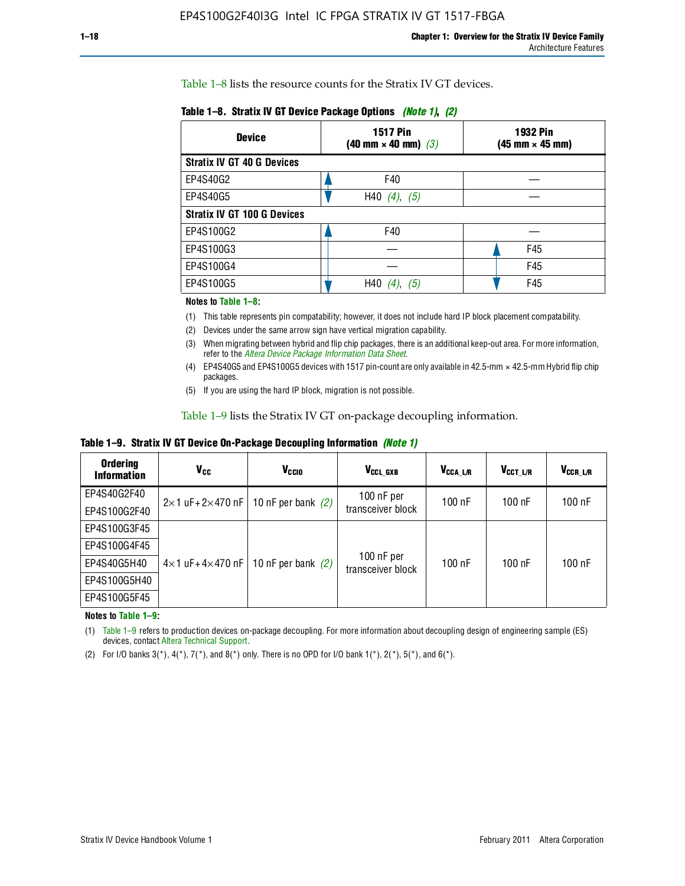Table 1–8 lists the resource counts for the Stratix IV GT devices.

**Table 1–8. Stratix IV GT Device Package Options (Note 1), (2)**

| Device | 1517 Pin (40 mm × 40 mm) (3) | 1932 Pin (45 mm × 45 mm) |
|---|---|---|
| **Stratix IV GT 40 G Devices** | | |
| EP4S40G2 | F40 | — |
| EP4S40G5 | H40 (4), (5) | — |
| **Stratix IV GT 100 G Devices** | | |
| EP4S100G2 | F40 | — |
| EP4S100G3 | — | F45 |
| EP4S100G4 | — | F45 |
| EP4S100G5 | H40 (4), (5) | F45 |

**Notes to Table 1–8:**

(1) This table represents pin compatability; however, it does not include hard IP block placement compatability.

(2) Devices under the same arrow sign have vertical migration capability.

(3) When migrating between hybrid and flip chip packages, there is an additional keep-out area. For more information, refer to the *Altera Device Package Information Data Sheet*.

(4) EP4S40G5 and EP4S100G5 devices with 1517 pin-count are only available in 42.5-mm × 42.5-mm Hybrid flip chip packages.

(5) If you are using the hard IP block, migration is not possible.

Table 1–9 lists the Stratix IV GT on-package decoupling information.

**Table 1–9. Stratix IV GT Device On-Package Decoupling Information (Note 1)**

| Ordering Information | $V_{CC}$ | $V_{CCIO}$ | $V_{CCL\_GXB}$ | $V_{CCA\_L/R}$ | $V_{CCT\_L/R}$ | $V_{CCR\_L/R}$ |
|---|---|---|---|---|---|---|
| EP4S40G2F40 | 2×1 uF+2×470 nF | 10 nF per bank (2) | 100 nF per transceiver block | 100 nF | 100 nF | 100 nF |
| EP4S100G2F40 | | | | | | |
| EP4S100G3F45 | 4×1 uF+4×470 nF | 10 nF per bank (2) | 100 nF per transceiver block | 100 nF | 100 nF | 100 nF |
| EP4S100G4F45 | | | | | | |
| EP4S40G5H40 | | | | | | |
| EP4S100G5H40 | | | | | | |
| EP4S100G5F45 | | | | | | |

**Notes to Table 1–9:**

(1) Table 1–9 refers to production devices on-package decoupling. For more information about decoupling design of engineering sample (ES) devices, contact Altera Technical Support.

(2) For I/O banks 3(*), 4(*), 7(*), and 8(*) only. There is no OPD for I/O bank 1(*), 2(*), 5(*), and 6(*).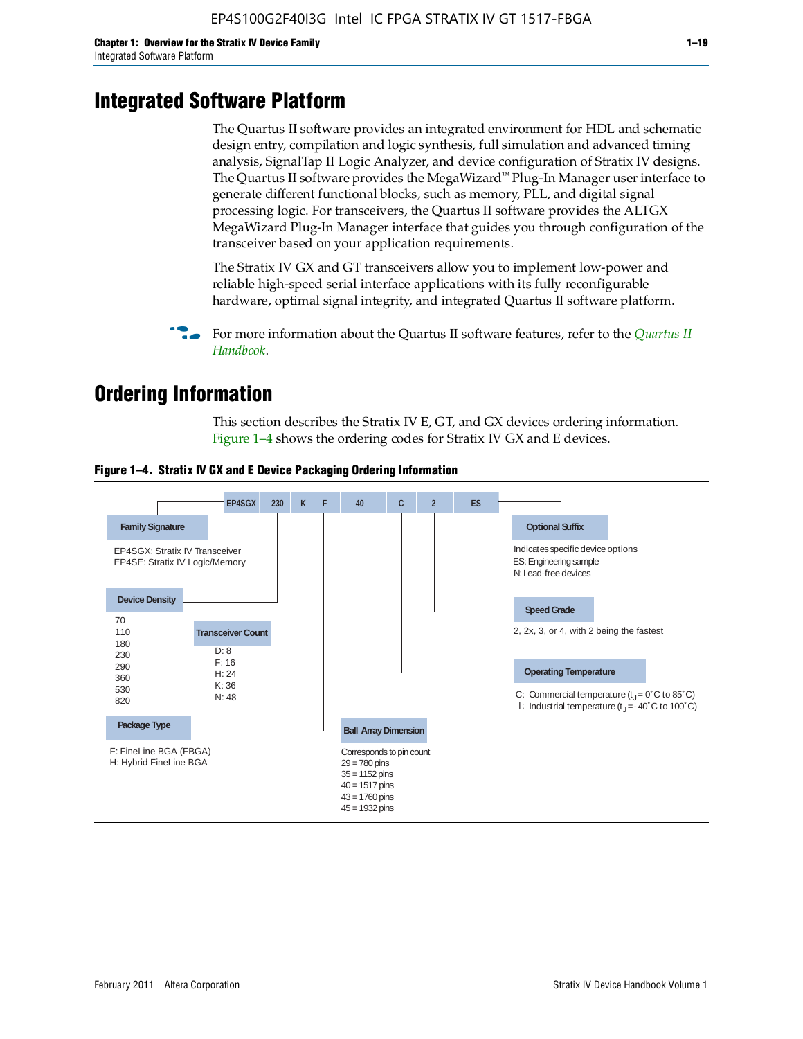# Integrated Software Platform

The Quartus II software provides an integrated environment for HDL and schematic design entry, compilation and logic synthesis, full simulation and advanced timing analysis, SignalTap II Logic Analyzer, and device configuration of Stratix IV designs. The Quartus II software provides the MegaWizard™ Plug-In Manager user interface to generate different functional blocks, such as memory, PLL, and digital signal processing logic. For transceivers, the Quartus II software provides the ALTGX MegaWizard Plug-In Manager interface that guides you through configuration of the transceiver based on your application requirements.

The Stratix IV GX and GT transceivers allow you to implement low-power and reliable high-speed serial interface applications with its fully reconfigurable hardware, optimal signal integrity, and integrated Quartus II software platform.

For more information about the Quartus II software features, refer to the *Quartus II Handbook*.

# Ordering Information

This section describes the Stratix IV E, GT, and GX devices ordering information. Figure 1–4 shows the ordering codes for Stratix IV GX and E devices.

**Figure 1–4. Stratix IV GX and E Device Packaging Ordering Information**

EP4SGX | 230 | K | F | 40 | C | 2 | ES

**Family Signature**
EP4SGX: Stratix IV Transceiver
EP4SE: Stratix IV Logic/Memory

**Device Density**
70
110
180
230
290
360
530
820

**Transceiver Count**
D: 8
F: 16
H: 24
K: 36
N: 48

**Package Type**
F: FineLine BGA (FBGA)
H: Hybrid FineLine BGA

**Ball Array Dimension**
Corresponds to pin count
29 = 780 pins
35 = 1152 pins
40 = 1517 pins
43 = 1760 pins
45 = 1932 pins

**Operating Temperature**
C: Commercial temperature ($t_J$ = 0°C to 85°C)
I: Industrial temperature ($t_J$ = -40°C to 100°C)

**Speed Grade**
2, 2x, 3, or 4, with 2 being the fastest

**Optional Suffix**
Indicates specific device options
ES: Engineering sample
N: Lead-free devices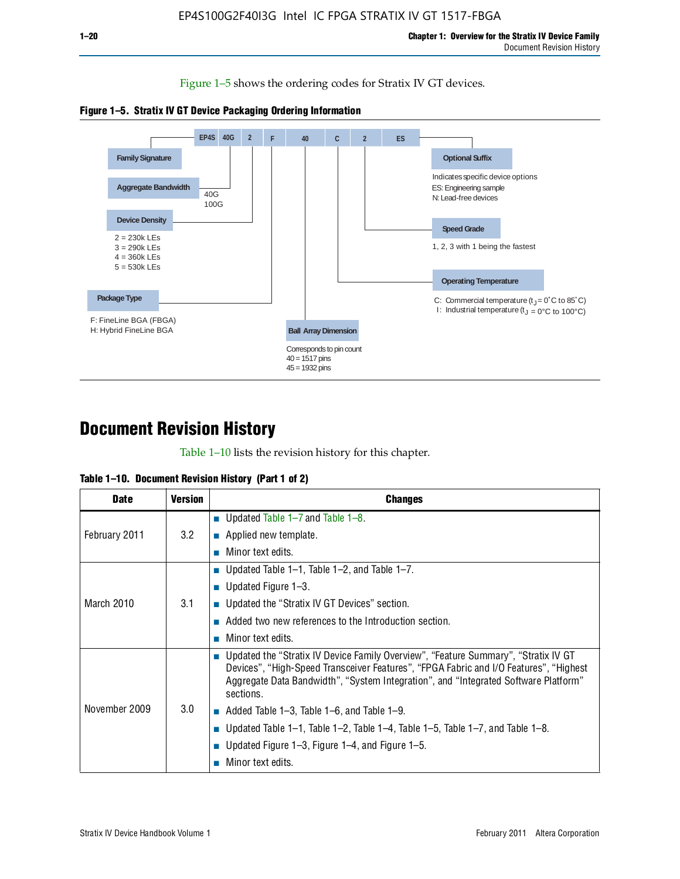Figure 1–5 shows the ordering codes for Stratix IV GT devices.

**Figure 1–5. Stratix IV GT Device Packaging Ordering Information**

EP4S | 40G | 2 | F | 40 | C | 2 | ES

- **Family Signature**
- **Aggregate Bandwidth**: 40G, 100G
- **Device Density**: 2 = 230k LEs, 3 = 290k LEs, 4 = 360k LEs, 5 = 530k LEs
- **Package Type**: F: FineLine BGA (FBGA), H: Hybrid FineLine BGA
- **Ball Array Dimension**: Corresponds to pin count, 40 = 1517 pins, 45 = 1932 pins
- **Operating Temperature**: C: Commercial temperature ($t_J$ = 0°C to 85°C), I: Industrial temperature ($t_J$ = 0°C to 100°C)
- **Speed Grade**: 1, 2, 3 with 1 being the fastest
- **Optional Suffix**: Indicates specific device options, ES: Engineering sample, N: Lead-free devices

# Document Revision History

Table 1–10 lists the revision history for this chapter.

**Table 1–10. Document Revision History (Part 1 of 2)**

| Date | Version | Changes |
|---|---|---|
| February 2011 | 3.2 | ■ Updated Table 1–7 and Table 1–8.<br>■ Applied new template.<br>■ Minor text edits. |
| March 2010 | 3.1 | ■ Updated Table 1–1, Table 1–2, and Table 1–7.<br>■ Updated Figure 1–3.<br>■ Updated the "Stratix IV GT Devices" section.<br>■ Added two new references to the Introduction section.<br>■ Minor text edits. |
| November 2009 | 3.0 | ■ Updated the "Stratix IV Device Family Overview", "Feature Summary", "Stratix IV GT Devices", "High-Speed Transceiver Features", "FPGA Fabric and I/O Features", "Highest Aggregate Data Bandwidth", "System Integration", and "Integrated Software Platform" sections.<br>■ Added Table 1–3, Table 1–6, and Table 1–9.<br>■ Updated Table 1–1, Table 1–2, Table 1–4, Table 1–5, Table 1–7, and Table 1–8.<br>■ Updated Figure 1–3, Figure 1–4, and Figure 1–5.<br>■ Minor text edits. |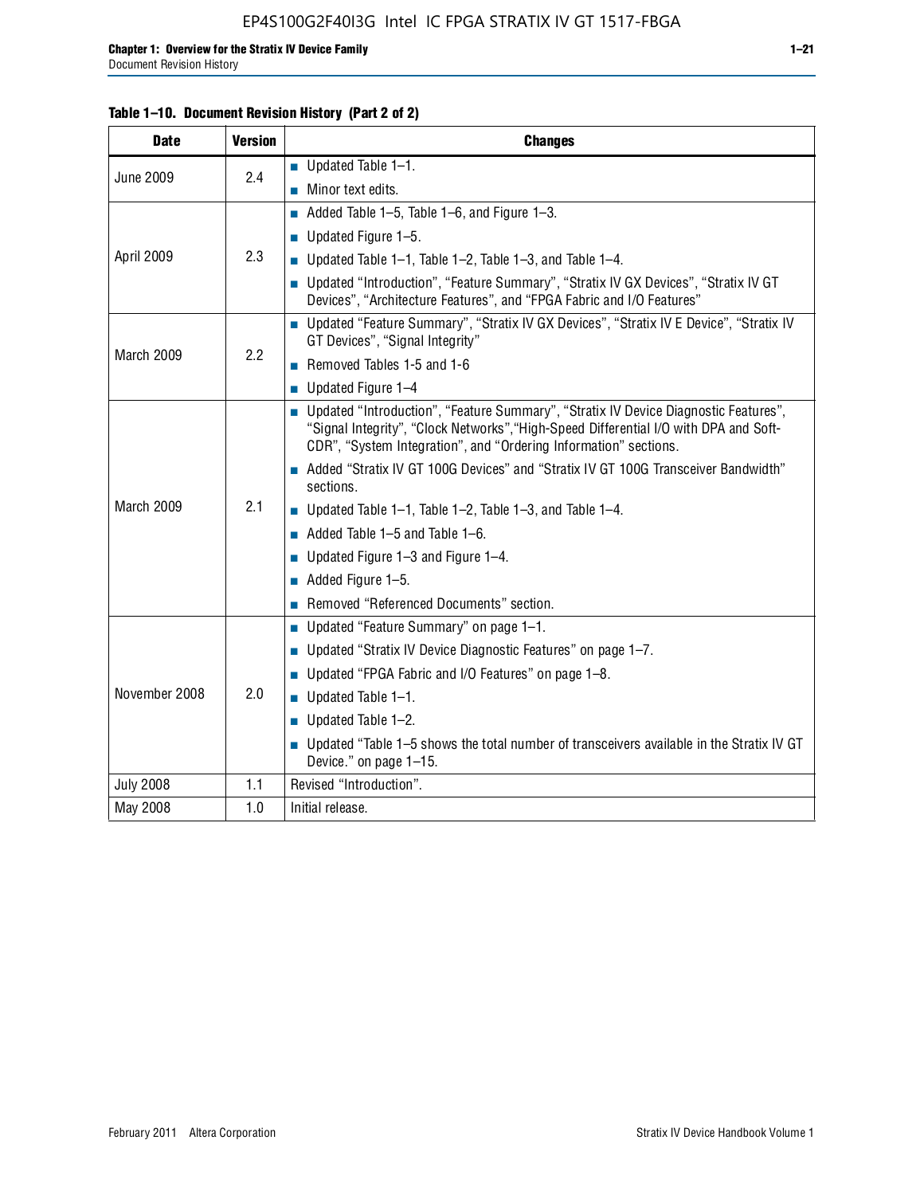**Table 1–10. Document Revision History (Part 2 of 2)**

| Date | Version | Changes |
|---|---|---|
| June 2009 | 2.4 | ■ Updated Table 1–1.<br>■ Minor text edits. |
| April 2009 | 2.3 | ■ Added Table 1–5, Table 1–6, and Figure 1–3.<br>■ Updated Figure 1–5.<br>■ Updated Table 1–1, Table 1–2, Table 1–3, and Table 1–4.<br>■ Updated "Introduction", "Feature Summary", "Stratix IV GX Devices", "Stratix IV GT Devices", "Architecture Features", and "FPGA Fabric and I/O Features" |
| March 2009 | 2.2 | ■ Updated "Feature Summary", "Stratix IV GX Devices", "Stratix IV E Device", "Stratix IV GT Devices", "Signal Integrity"<br>■ Removed Tables 1-5 and 1-6<br>■ Updated Figure 1–4 |
| March 2009 | 2.1 | ■ Updated "Introduction", "Feature Summary", "Stratix IV Device Diagnostic Features", "Signal Integrity", "Clock Networks","High-Speed Differential I/O with DPA and Soft-CDR", "System Integration", and "Ordering Information" sections.<br>■ Added "Stratix IV GT 100G Devices" and "Stratix IV GT 100G Transceiver Bandwidth" sections.<br>■ Updated Table 1–1, Table 1–2, Table 1–3, and Table 1–4.<br>■ Added Table 1–5 and Table 1–6.<br>■ Updated Figure 1–3 and Figure 1–4.<br>■ Added Figure 1–5.<br>■ Removed "Referenced Documents" section. |
| November 2008 | 2.0 | ■ Updated "Feature Summary" on page 1–1.<br>■ Updated "Stratix IV Device Diagnostic Features" on page 1–7.<br>■ Updated "FPGA Fabric and I/O Features" on page 1–8.<br>■ Updated Table 1–1.<br>■ Updated Table 1–2.<br>■ Updated "Table 1–5 shows the total number of transceivers available in the Stratix IV GT Device." on page 1–15. |
| July 2008 | 1.1 | Revised "Introduction". |
| May 2008 | 1.0 | Initial release. |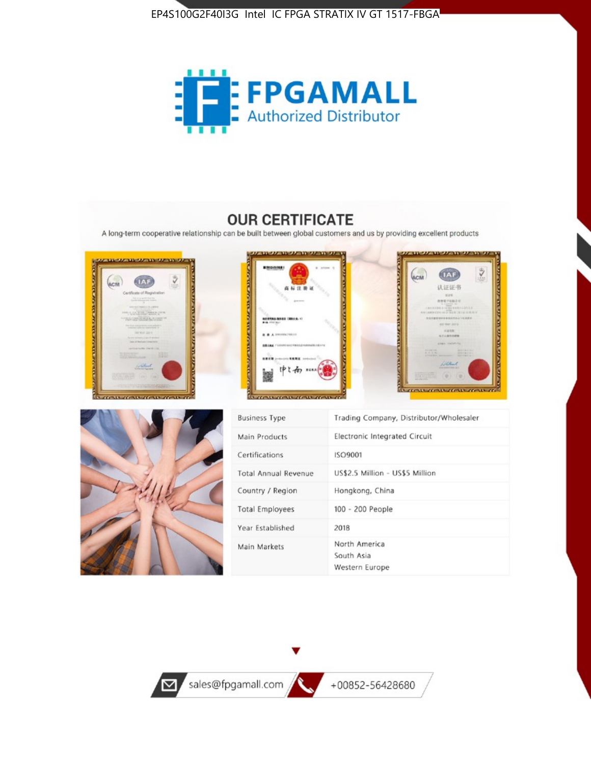FPGAMALL
Authorized Distributor

## OUR CERTIFICATE

A long-term cooperative relationship can be built between global customers and us by providing excellent products

| | |
|---|---|
| Business Type | Trading Company, Distributor/Wholesaler |
| Main Products | Electronic Integrated Circuit |
| Certifications | ISO9001 |
| Total Annual Revenue | US$2.5 Million - US$5 Million |
| Country / Region | Hongkong, China |
| Total Employees | 100 - 200 People |
| Year Established | 2018 |
| Main Markets | North America<br>South Asia<br>Western Europe |

sales@fpgamall.com

+00852-56428680